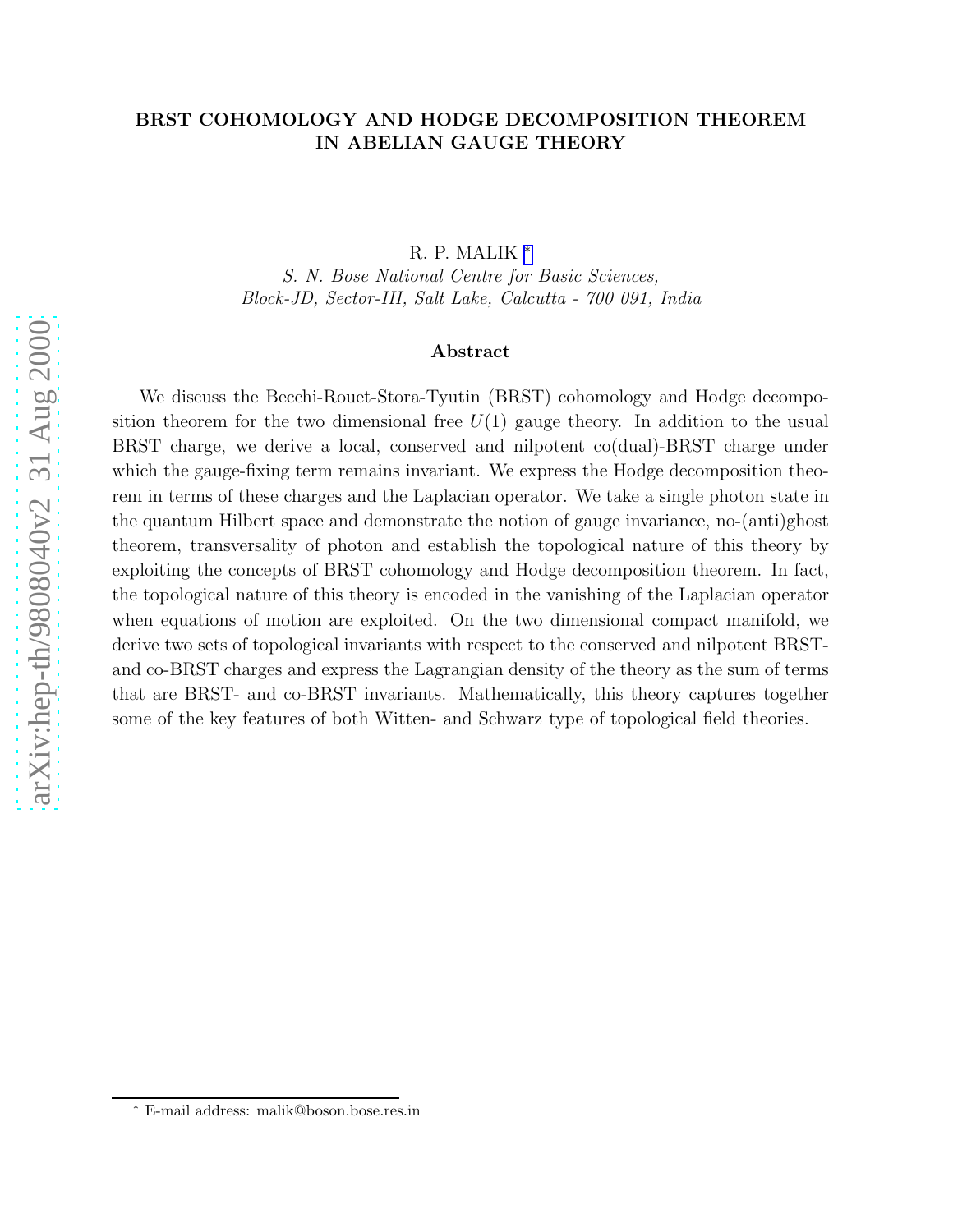# BRST COHOMOLOGY AND HODGE DECOMPOSITION THEOREM IN ABELIAN GAUGE THEORY

R. P. MALIK *

*S. N. Bose National Centre for Basic Sciences,*
*Block-JD, Sector-III, Salt Lake, Calcutta - 700 091, India*

## Abstract

We discuss the Becchi-Rouet-Stora-Tyutin (BRST) cohomology and Hodge decomposition theorem for the two dimensional free $U(1)$ gauge theory. In addition to the usual BRST charge, we derive a local, conserved and nilpotent co(dual)-BRST charge under which the gauge-fixing term remains invariant. We express the Hodge decomposition theorem in terms of these charges and the Laplacian operator. We take a single photon state in the quantum Hilbert space and demonstrate the notion of gauge invariance, no-(anti)ghost theorem, transversality of photon and establish the topological nature of this theory by exploiting the concepts of BRST cohomology and Hodge decomposition theorem. In fact, the topological nature of this theory is encoded in the vanishing of the Laplacian operator when equations of motion are exploited. On the two dimensional compact manifold, we derive two sets of topological invariants with respect to the conserved and nilpotent BRST- and co-BRST charges and express the Lagrangian density of the theory as the sum of terms that are BRST- and co-BRST invariants. Mathematically, this theory captures together some of the key features of both Witten- and Schwarz type of topological field theories.

* E-mail address: malik@boson.bose.res.in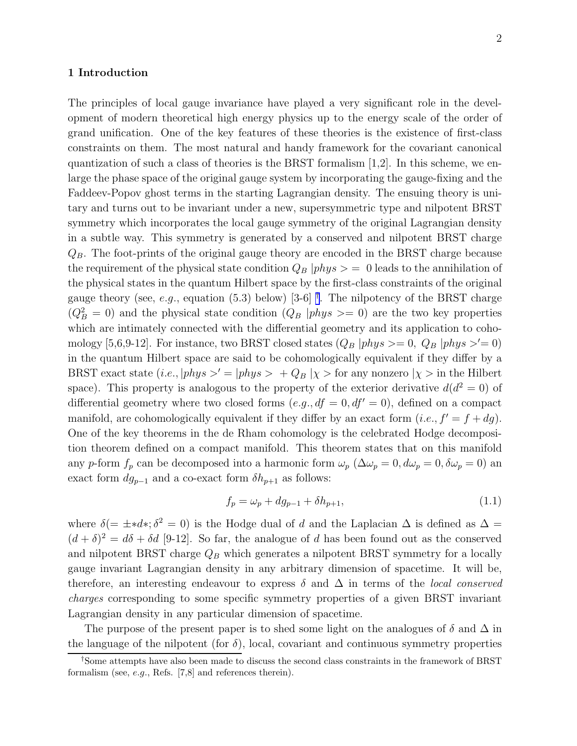## 1 Introduction

The principles of local gauge invariance have played a very significant role in the development of modern theoretical high energy physics up to the energy scale of the order of grand unification. One of the key features of these theories is the existence of first-class constraints on them. The most natural and handy framework for the covariant canonical quantization of such a class of theories is the BRST formalism [1,2]. In this scheme, we enlarge the phase space of the original gauge system by incorporating the gauge-fixing and the Faddeev-Popov ghost terms in the starting Lagrangian density. The ensuing theory is unitary and turns out to be invariant under a new, supersymmetric type and nilpotent BRST symmetry which incorporates the local gauge symmetry of the original Lagrangian density in a subtle way. This symmetry is generated by a conserved and nilpotent BRST charge $Q_B$. The foot-prints of the original gauge theory are encoded in the BRST charge because the requirement of the physical state condition $Q_B\ |phys>=\ 0$ leads to the annihilation of the physical states in the quantum Hilbert space by the first-class constraints of the original gauge theory (see, *e.g.*, equation (5.3) below) [3-6] [†]. The nilpotency of the BRST charge $(Q_B^2 = 0)$ and the physical state condition $(Q_B\ |phys>= 0)$ are the two key properties which are intimately connected with the differential geometry and its application to cohomology [5,6,9-12]. For instance, two BRST closed states $(Q_B\ |phys>= 0,\ Q_B\ |phys>'= 0)$ in the quantum Hilbert space are said to be cohomologically equivalent if they differ by a BRST exact state (*i.e.*, $|phys>' = |phys> \ + Q_B\ |\chi>$ for any nonzero $|\chi>$ in the Hilbert space). This property is analogous to the property of the exterior derivative $d(d^2 = 0)$ of differential geometry where two closed forms (*e.g.*, $df = 0, df' = 0$), defined on a compact manifold, are cohomologically equivalent if they differ by an exact form (*i.e.*, $f' = f + dg$). One of the key theorems in the de Rham cohomology is the celebrated Hodge decomposition theorem defined on a compact manifold. This theorem states that on this manifold any $p$-form $f_p$ can be decomposed into a harmonic form $\omega_p$ $(\Delta\omega_p = 0, d\omega_p = 0, \delta\omega_p = 0)$ an exact form $dg_{p-1}$ and a co-exact form $\delta h_{p+1}$ as follows:

$$f_p = \omega_p + dg_{p-1} + \delta h_{p+1}, \tag{1.1}$$

where $\delta(= \pm * d *; \delta^2 = 0)$ is the Hodge dual of $d$ and the Laplacian $\Delta$ is defined as $\Delta = (d+\delta)^2 = d\delta + \delta d$ [9-12]. So far, the analogue of $d$ has been found out as the conserved and nilpotent BRST charge $Q_B$ which generates a nilpotent BRST symmetry for a locally gauge invariant Lagrangian density in any arbitrary dimension of spacetime. It will be, therefore, an interesting endeavour to express $\delta$ and $\Delta$ in terms of the *local conserved charges* corresponding to some specific symmetry properties of a given BRST invariant Lagrangian density in any particular dimension of spacetime.

The purpose of the present paper is to shed some light on the analogues of $\delta$ and $\Delta$ in the language of the nilpotent (for $\delta$), local, covariant and continuous symmetry properties

[†]Some attempts have also been made to discuss the second class constraints in the framework of BRST formalism (see, *e.g.*, Refs. [7,8] and references therein).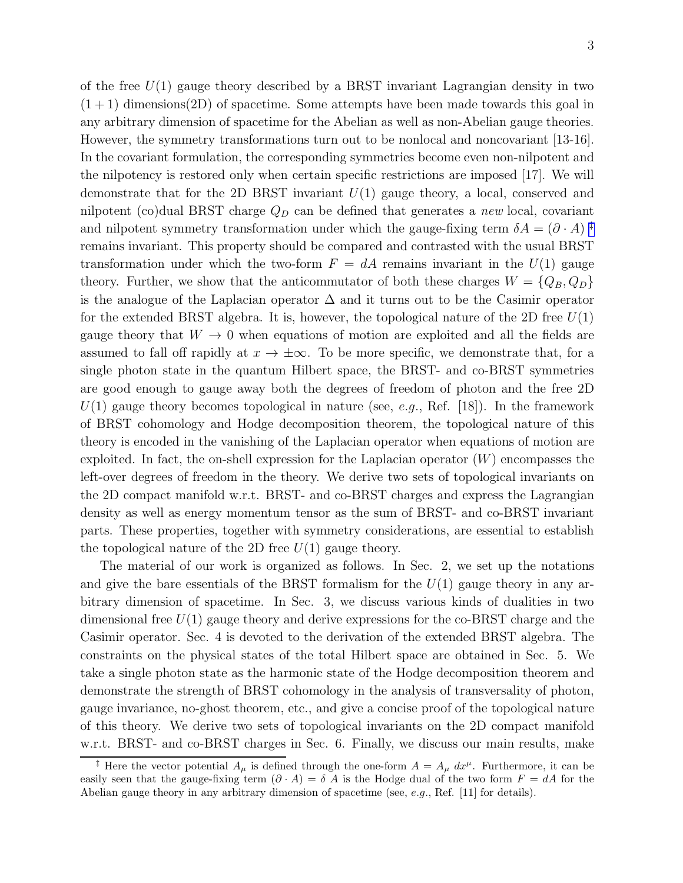of the free $U(1)$ gauge theory described by a BRST invariant Lagrangian density in two $(1 + 1)$ dimensions(2D) of spacetime. Some attempts have been made towards this goal in any arbitrary dimension of spacetime for the Abelian as well as non-Abelian gauge theories. However, the symmetry transformations turn out to be nonlocal and noncovariant [13-16]. In the covariant formulation, the corresponding symmetries become even non-nilpotent and the nilpotency is restored only when certain specific restrictions are imposed [17]. We will demonstrate that for the 2D BRST invariant $U(1)$ gauge theory, a local, conserved and nilpotent (co)dual BRST charge $Q_D$ can be defined that generates a *new* local, covariant and nilpotent symmetry transformation under which the gauge-fixing term $\delta A = (\partial \cdot A)$ [‡] remains invariant. This property should be compared and contrasted with the usual BRST transformation under which the two-form $F = dA$ remains invariant in the $U(1)$ gauge theory. Further, we show that the anticommutator of both these charges $W = \{Q_B, Q_D\}$ is the analogue of the Laplacian operator $\Delta$ and it turns out to be the Casimir operator for the extended BRST algebra. It is, however, the topological nature of the 2D free $U(1)$ gauge theory that $W \to 0$ when equations of motion are exploited and all the fields are assumed to fall off rapidly at $x \to \pm\infty$. To be more specific, we demonstrate that, for a single photon state in the quantum Hilbert space, the BRST- and co-BRST symmetries are good enough to gauge away both the degrees of freedom of photon and the free 2D $U(1)$ gauge theory becomes topological in nature (see, *e.g.*, Ref. [18]). In the framework of BRST cohomology and Hodge decomposition theorem, the topological nature of this theory is encoded in the vanishing of the Laplacian operator when equations of motion are exploited. In fact, the on-shell expression for the Laplacian operator ($W$) encompasses the left-over degrees of freedom in the theory. We derive two sets of topological invariants on the 2D compact manifold w.r.t. BRST- and co-BRST charges and express the Lagrangian density as well as energy momentum tensor as the sum of BRST- and co-BRST invariant parts. These properties, together with symmetry considerations, are essential to establish the topological nature of the 2D free $U(1)$ gauge theory.

The material of our work is organized as follows. In Sec. 2, we set up the notations and give the bare essentials of the BRST formalism for the $U(1)$ gauge theory in any arbitrary dimension of spacetime. In Sec. 3, we discuss various kinds of dualities in two dimensional free $U(1)$ gauge theory and derive expressions for the co-BRST charge and the Casimir operator. Sec. 4 is devoted to the derivation of the extended BRST algebra. The constraints on the physical states of the total Hilbert space are obtained in Sec. 5. We take a single photon state as the harmonic state of the Hodge decomposition theorem and demonstrate the strength of BRST cohomology in the analysis of transversality of photon, gauge invariance, no-ghost theorem, etc., and give a concise proof of the topological nature of this theory. We derive two sets of topological invariants on the 2D compact manifold w.r.t. BRST- and co-BRST charges in Sec. 6. Finally, we discuss our main results, make

---

[‡] Here the vector potential $A_\mu$ is defined through the one-form $A = A_\mu \, dx^\mu$. Furthermore, it can be easily seen that the gauge-fixing term $(\partial \cdot A) = \delta \, A$ is the Hodge dual of the two form $F = dA$ for the Abelian gauge theory in any arbitrary dimension of spacetime (see, *e.g.*, Ref. [11] for details).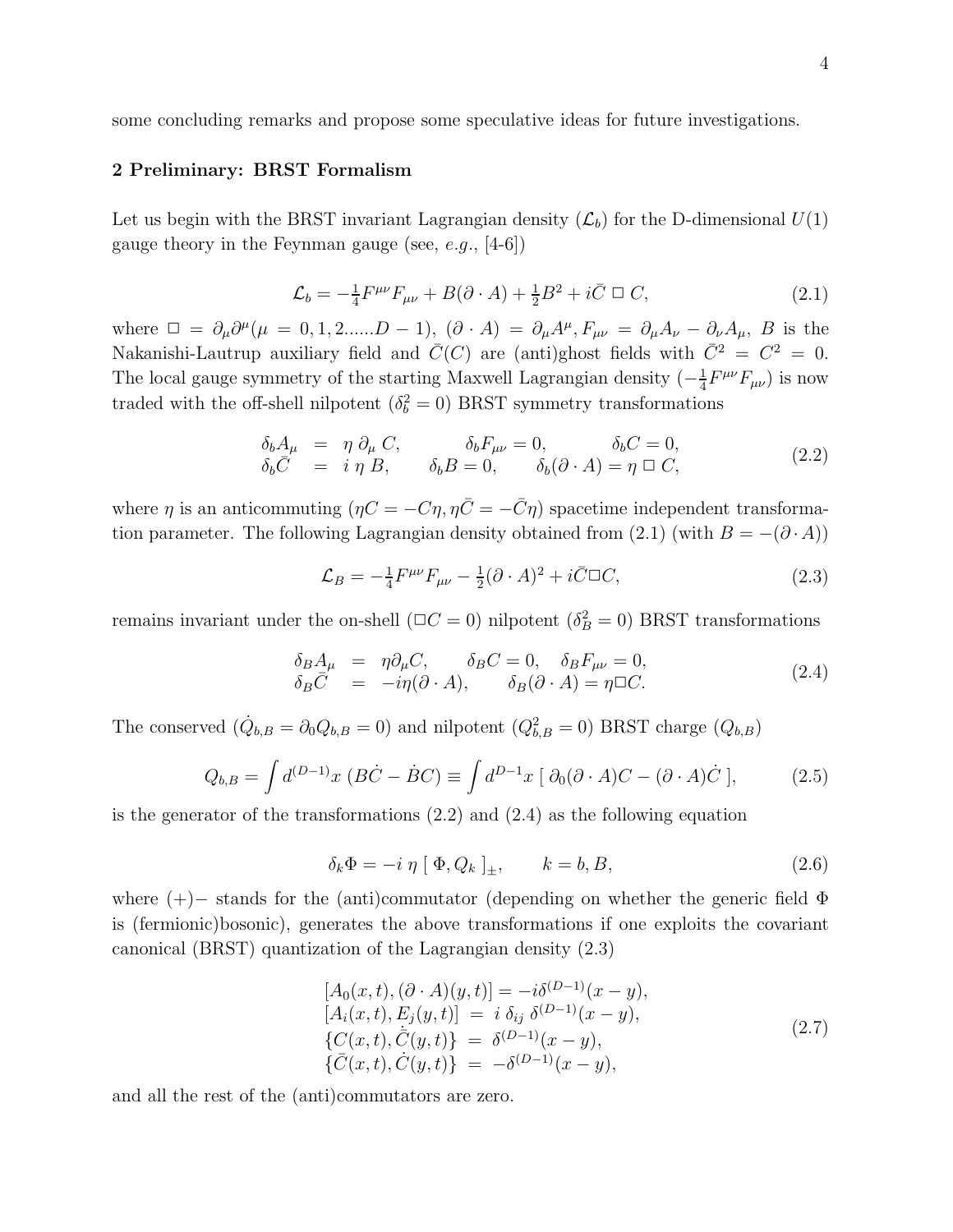some concluding remarks and propose some speculative ideas for future investigations.

## 2 Preliminary: BRST Formalism

Let us begin with the BRST invariant Lagrangian density ($\mathcal{L}_b$) for the D-dimensional $U(1)$ gauge theory in the Feynman gauge (see, *e.g.*, [4-6])

$$\mathcal{L}_b = -\tfrac{1}{4} F^{\mu\nu} F_{\mu\nu} + B(\partial \cdot A) + \tfrac{1}{2} B^2 + i \bar{C} \, \Box \, C, \tag{2.1}$$

where $\Box = \partial_\mu \partial^\mu (\mu = 0, 1, 2......D-1)$, $(\partial \cdot A) = \partial_\mu A^\mu, F_{\mu\nu} = \partial_\mu A_\nu - \partial_\nu A_\mu$, $B$ is the Nakanishi-Lautrup auxiliary field and $\bar{C}(C)$ are (anti)ghost fields with $\bar{C}^2 = C^2 = 0$. The local gauge symmetry of the starting Maxwell Lagrangian density ($-\frac{1}{4} F^{\mu\nu} F_{\mu\nu}$) is now traded with the off-shell nilpotent ($\delta_b^2 = 0$) BRST symmetry transformations

$$\begin{array}{lll} \delta_b A_\mu & = & \eta \, \partial_\mu \, C, \qquad \delta_b F_{\mu\nu} = 0, \qquad \delta_b C = 0, \\ \delta_b \bar{C} & = & i \, \eta \, B, \qquad \delta_b B = 0, \qquad \delta_b (\partial \cdot A) = \eta \, \Box \, C, \end{array} \tag{2.2}$$

where $\eta$ is an anticommuting ($\eta C = -C\eta, \eta \bar{C} = -\bar{C}\eta$) spacetime independent transformation parameter. The following Lagrangian density obtained from (2.1) (with $B = -(\partial \cdot A)$)

$$\mathcal{L}_B = -\tfrac{1}{4} F^{\mu\nu} F_{\mu\nu} - \tfrac{1}{2} (\partial \cdot A)^2 + i \bar{C} \Box C, \tag{2.3}$$

remains invariant under the on-shell ($\Box C = 0$) nilpotent ($\delta_B^2 = 0$) BRST transformations

$$\begin{array}{lll} \delta_B A_\mu & = & \eta \partial_\mu C, \qquad \delta_B C = 0, \quad \delta_B F_{\mu\nu} = 0, \\ \delta_B \bar{C} & = & -i\eta (\partial \cdot A), \qquad \delta_B (\partial \cdot A) = \eta \Box C. \end{array} \tag{2.4}$$

The conserved ($\dot{Q}_{b,B} = \partial_0 Q_{b,B} = 0$) and nilpotent ($Q_{b,B}^2 = 0$) BRST charge ($Q_{b,B}$)

$$Q_{b,B} = \int d^{(D-1)} x \, (B \dot{C} - \dot{B} C) \equiv \int d^{D-1} x \, [\, \partial_0 (\partial \cdot A) C - (\partial \cdot A) \dot{C} \,], \tag{2.5}$$

is the generator of the transformations (2.2) and (2.4) as the following equation

$$\delta_k \Phi = -i \, \eta \, [\, \Phi, Q_k \,]_\pm, \qquad k = b, B, \tag{2.6}$$

where $(+)-$ stands for the (anti)commutator (depending on whether the generic field $\Phi$ is (fermionic)bosonic), generates the above transformations if one exploits the covariant canonical (BRST) quantization of the Lagrangian density (2.3)

$$\begin{array}{l} [A_0(x,t), (\partial \cdot A)(y,t)] = -i \delta^{(D-1)}(x-y), \\ [A_i(x,t), E_j(y,t)] \; = \; i \, \delta_{ij} \, \delta^{(D-1)}(x-y), \\ \{C(x,t), \dot{\bar{C}}(y,t)\} \; = \; \delta^{(D-1)}(x-y), \\ \{\bar{C}(x,t), \dot{C}(y,t)\} \; = \; -\delta^{(D-1)}(x-y), \end{array} \tag{2.7}$$

and all the rest of the (anti)commutators are zero.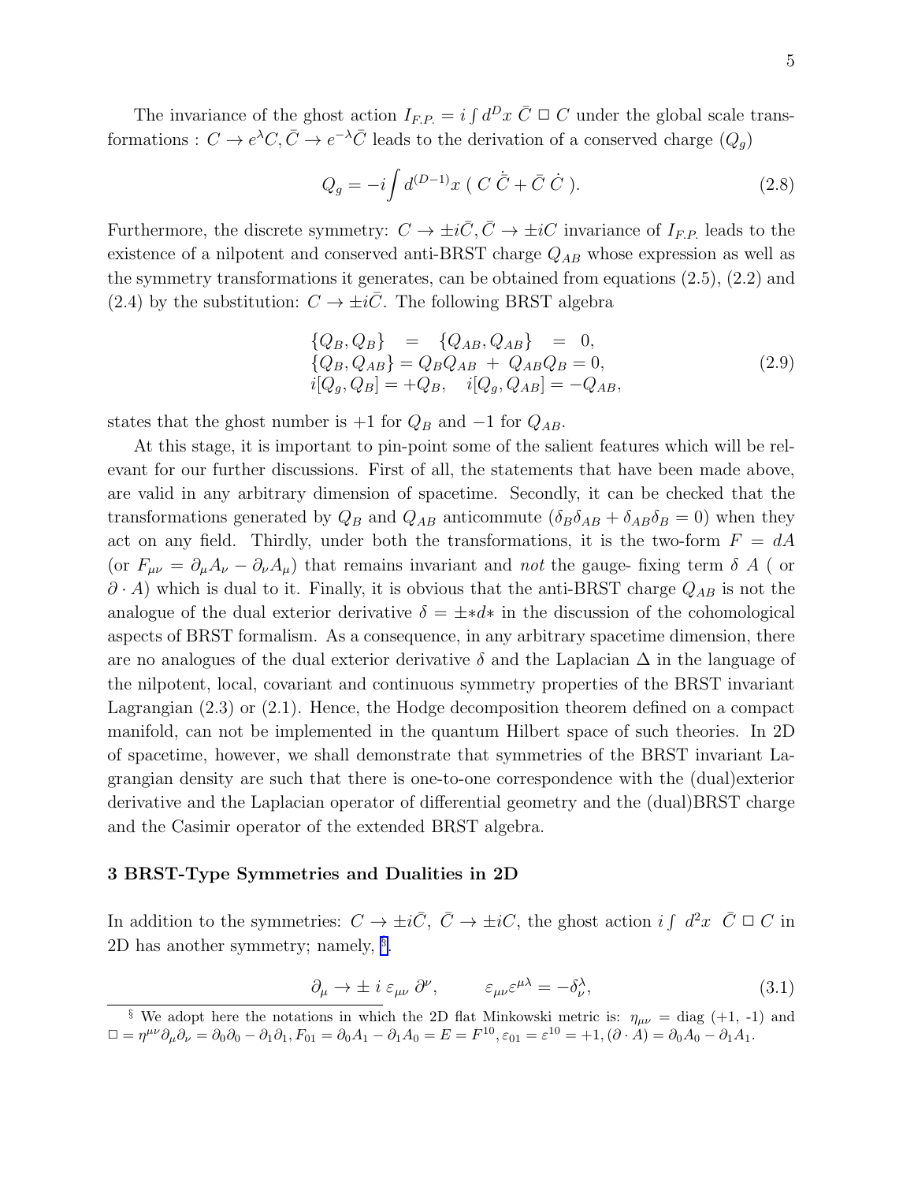The invariance of the ghost action $I_{F.P.} = i \int d^D x \; \bar{C} \; \Box \; C$ under the global scale transformations : $C \to e^{\lambda} C, \bar{C} \to e^{-\lambda} \bar{C}$ leads to the derivation of a conserved charge ($Q_g$)

$$Q_g = -i \int d^{(D-1)} x \; ( \; C \; \dot{\bar{C}} + \bar{C} \; \dot{C} \; ). \tag{2.8}$$

Furthermore, the discrete symmetry: $C \to \pm i\bar{C}, \bar{C} \to \pm iC$ invariance of $I_{F.P.}$ leads to the existence of a nilpotent and conserved anti-BRST charge $Q_{AB}$ whose expression as well as the symmetry transformations it generates, can be obtained from equations (2.5), (2.2) and (2.4) by the substitution: $C \to \pm i\bar{C}$. The following BRST algebra

$$\begin{array}{c} \{Q_B, Q_B\} \;\; = \;\; \{Q_{AB}, Q_{AB}\} \;\; = \;\; 0, \\ \{Q_B, Q_{AB}\} = Q_B Q_{AB} \; + \; Q_{AB} Q_B = 0, \\ i[Q_g, Q_B] = +Q_B, \quad i[Q_g, Q_{AB}] = -Q_{AB}, \end{array} \tag{2.9}$$

states that the ghost number is $+1$ for $Q_B$ and $-1$ for $Q_{AB}$.

At this stage, it is important to pin-point some of the salient features which will be relevant for our further discussions. First of all, the statements that have been made above, are valid in any arbitrary dimension of spacetime. Secondly, it can be checked that the transformations generated by $Q_B$ and $Q_{AB}$ anticommute ($\delta_B \delta_{AB} + \delta_{AB} \delta_B = 0$) when they act on any field. Thirdly, under both the transformations, it is the two-form $F = dA$ (or $F_{\mu\nu} = \partial_\mu A_\nu - \partial_\nu A_\mu$) that remains invariant and *not* the gauge- fixing term $\delta \; A$ ( or $\partial \cdot A$) which is dual to it. Finally, it is obvious that the anti-BRST charge $Q_{AB}$ is not the analogue of the dual exterior derivative $\delta = \pm * d *$ in the discussion of the cohomological aspects of BRST formalism. As a consequence, in any arbitrary spacetime dimension, there are no analogues of the dual exterior derivative $\delta$ and the Laplacian $\Delta$ in the language of the nilpotent, local, covariant and continuous symmetry properties of the BRST invariant Lagrangian (2.3) or (2.1). Hence, the Hodge decomposition theorem defined on a compact manifold, can not be implemented in the quantum Hilbert space of such theories. In 2D of spacetime, however, we shall demonstrate that symmetries of the BRST invariant Lagrangian density are such that there is one-to-one correspondence with the (dual)exterior derivative and the Laplacian operator of differential geometry and the (dual)BRST charge and the Casimir operator of the extended BRST algebra.

## 3 BRST-Type Symmetries and Dualities in 2D

In addition to the symmetries: $C \to \pm i\bar{C}, \; \bar{C} \to \pm iC$, the ghost action $i \int \; d^2 x \;\; \bar{C} \; \Box \; C$ in 2D has another symmetry; namely, [§].

$$\partial_\mu \to \pm \; i \; \varepsilon_{\mu\nu} \; \partial^\nu, \qquad \varepsilon_{\mu\nu} \varepsilon^{\mu\lambda} = -\delta^\lambda_\nu, \tag{3.1}$$

§ We adopt here the notations in which the 2D flat Minkowski metric is: $\eta_{\mu\nu}$ = diag (+1, -1) and $\Box = \eta^{\mu\nu} \partial_\mu \partial_\nu = \partial_0 \partial_0 - \partial_1 \partial_1, F_{01} = \partial_0 A_1 - \partial_1 A_0 = E = F^{10}, \varepsilon_{01} = \varepsilon^{10} = +1, (\partial \cdot A) = \partial_0 A_0 - \partial_1 A_1$.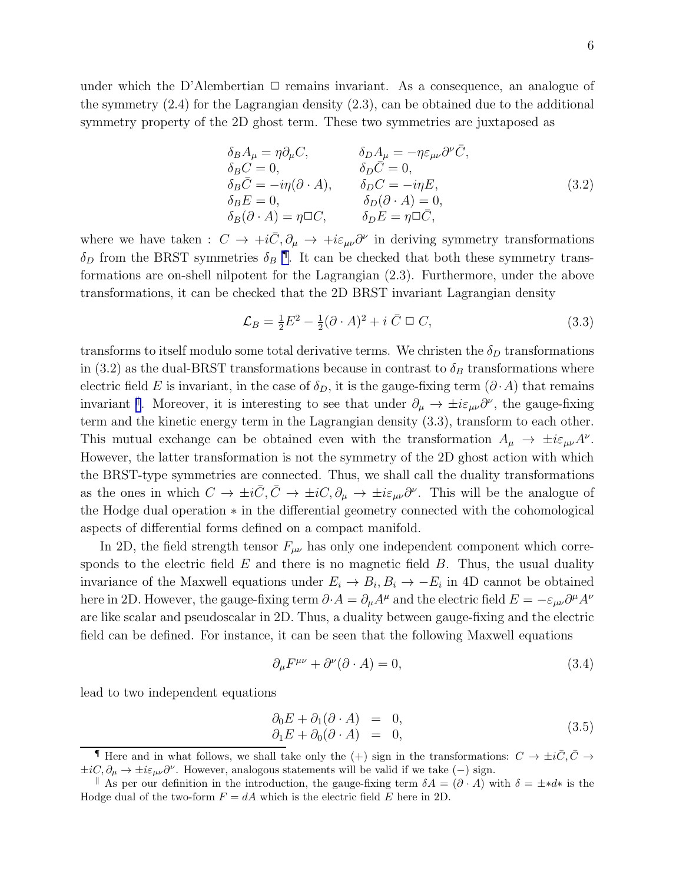under which the D'Alembertian $\Box$ remains invariant. As a consequence, an analogue of the symmetry (2.4) for the Lagrangian density (2.3), can be obtained due to the additional symmetry property of the 2D ghost term. These two symmetries are juxtaposed as

$$
\begin{array}{ll}
\delta_B A_\mu = \eta \partial_\mu C, & \delta_D A_\mu = -\eta \varepsilon_{\mu\nu} \partial^\nu \bar{C}, \\
\delta_B C = 0, & \delta_D \bar{C} = 0, \\
\delta_B \bar{C} = -i\eta (\partial \cdot A), & \delta_D C = -i\eta E, \\
\delta_B E = 0, & \delta_D (\partial \cdot A) = 0, \\
\delta_B (\partial \cdot A) = \eta \Box C, & \delta_D E = \eta \Box \bar{C},
\end{array}
\tag{3.2}
$$

where we have taken : $C \to +i\bar{C}, \partial_\mu \to +i\varepsilon_{\mu\nu}\partial^\nu$ in deriving symmetry transformations $\delta_D$ from the BRST symmetries $\delta_B$ ¶. It can be checked that both these symmetry transformations are on-shell nilpotent for the Lagrangian (2.3). Furthermore, under the above transformations, it can be checked that the 2D BRST invariant Lagrangian density

$$
\mathcal{L}_B = \tfrac{1}{2} E^2 - \tfrac{1}{2} (\partial \cdot A)^2 + i\, \bar{C} \,\Box\, C,
\tag{3.3}
$$

transforms to itself modulo some total derivative terms. We christen the $\delta_D$ transformations in (3.2) as the dual-BRST transformations because in contrast to $\delta_B$ transformations where electric field $E$ is invariant, in the case of $\delta_D$, it is the gauge-fixing term $(\partial \cdot A)$ that remains invariant ‖. Moreover, it is interesting to see that under $\partial_\mu \to \pm i\varepsilon_{\mu\nu}\partial^\nu$, the gauge-fixing term and the kinetic energy term in the Lagrangian density (3.3), transform to each other. This mutual exchange can be obtained even with the transformation $A_\mu \to \pm i\varepsilon_{\mu\nu} A^\nu$. However, the latter transformation is not the symmetry of the 2D ghost action with which the BRST-type symmetries are connected. Thus, we shall call the duality transformations as the ones in which $C \to \pm i\bar{C}, \bar{C} \to \pm iC, \partial_\mu \to \pm i\varepsilon_{\mu\nu}\partial^\nu$. This will be the analogue of the Hodge dual operation $*$ in the differential geometry connected with the cohomological aspects of differential forms defined on a compact manifold.

In 2D, the field strength tensor $F_{\mu\nu}$ has only one independent component which corresponds to the electric field $E$ and there is no magnetic field $B$. Thus, the usual duality invariance of the Maxwell equations under $E_i \to B_i, B_i \to -E_i$ in 4D cannot be obtained here in 2D. However, the gauge-fixing term $\partial \cdot A = \partial_\mu A^\mu$ and the electric field $E = -\varepsilon_{\mu\nu}\partial^\mu A^\nu$ are like scalar and pseudoscalar in 2D. Thus, a duality between gauge-fixing and the electric field can be defined. For instance, it can be seen that the following Maxwell equations

$$
\partial_\mu F^{\mu\nu} + \partial^\nu (\partial \cdot A) = 0,
\tag{3.4}
$$

lead to two independent equations

$$
\begin{array}{rcl}
\partial_0 E + \partial_1 (\partial \cdot A) & = & 0, \\
\partial_1 E + \partial_0 (\partial \cdot A) & = & 0,
\end{array}
\tag{3.5}
$$

---

¶ Here and in what follows, we shall take only the $(+)$ sign in the transformations: $C \to \pm i\bar{C}, \bar{C} \to \pm iC, \partial_\mu \to \pm i\varepsilon_{\mu\nu}\partial^\nu$. However, analogous statements will be valid if we take $(-)$ sign.

‖ As per our definition in the introduction, the gauge-fixing term $\delta A = (\partial \cdot A)$ with $\delta = \pm * d *$ is the Hodge dual of the two-form $F = dA$ which is the electric field $E$ here in 2D.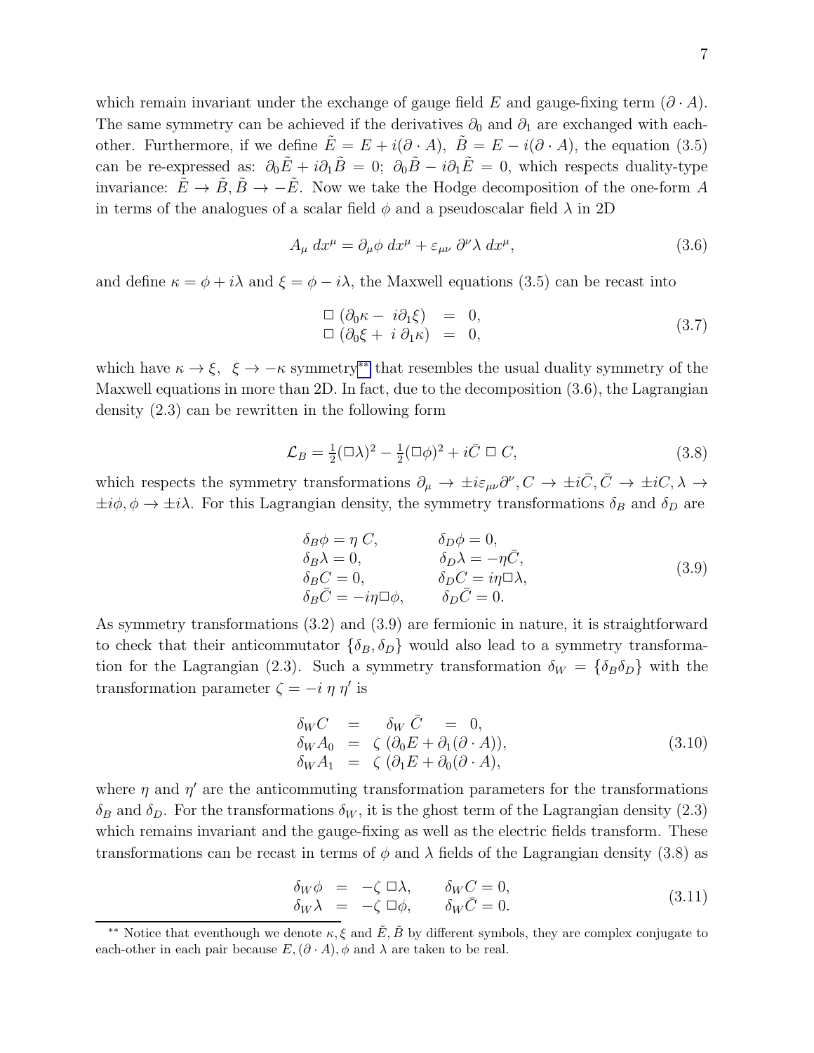which remain invariant under the exchange of gauge field $E$ and gauge-fixing term $(\partial \cdot A)$. The same symmetry can be achieved if the derivatives $\partial_0$ and $\partial_1$ are exchanged with each-other. Furthermore, if we define $\tilde{E} = E + i(\partial \cdot A)$, $\tilde{B} = E - i(\partial \cdot A)$, the equation (3.5) can be re-expressed as: $\partial_0 \tilde{E} + i\partial_1 \tilde{B} = 0$; $\partial_0 \tilde{B} - i\partial_1 \tilde{E} = 0$, which respects duality-type invariance: $\tilde{E} \to \tilde{B}, \tilde{B} \to -\tilde{E}$. Now we take the Hodge decomposition of the one-form $A$ in terms of the analogues of a scalar field $\phi$ and a pseudoscalar field $\lambda$ in 2D

$$A_\mu \, dx^\mu = \partial_\mu \phi \, dx^\mu + \varepsilon_{\mu\nu} \, \partial^\nu \lambda \, dx^\mu, \tag{3.6}$$

and define $\kappa = \phi + i\lambda$ and $\xi = \phi - i\lambda$, the Maxwell equations (3.5) can be recast into

$$\begin{aligned} \Box \, (\partial_0 \kappa - \, i \partial_1 \xi) &= 0, \\ \Box \, (\partial_0 \xi + \, i \, \partial_1 \kappa) &= 0, \end{aligned} \tag{3.7}$$

which have $\kappa \to \xi, \;\; \xi \to -\kappa$ symmetry** that resembles the usual duality symmetry of the Maxwell equations in more than 2D. In fact, due to the decomposition (3.6), the Lagrangian density (2.3) can be rewritten in the following form

$$\mathcal{L}_B = \tfrac{1}{2}(\Box \lambda)^2 - \tfrac{1}{2}(\Box \phi)^2 + i\bar{C} \, \Box \, C, \tag{3.8}$$

which respects the symmetry transformations $\partial_\mu \to \pm i \varepsilon_{\mu\nu} \partial^\nu, C \to \pm i\bar{C}, \bar{C} \to \pm iC, \lambda \to \pm i\phi, \phi \to \pm i\lambda$. For this Lagrangian density, the symmetry transformations $\delta_B$ and $\delta_D$ are

$$\begin{aligned} &\delta_B \phi = \eta \, C, && \delta_D \phi = 0, \\ &\delta_B \lambda = 0, && \delta_D \lambda = -\eta \bar{C}, \\ &\delta_B C = 0, && \delta_D C = i\eta \Box \lambda, \\ &\delta_B \bar{C} = -i\eta \Box \phi, && \delta_D \bar{C} = 0. \end{aligned} \tag{3.9}$$

As symmetry transformations (3.2) and (3.9) are fermionic in nature, it is straightforward to check that their anticommutator $\{\delta_B, \delta_D\}$ would also lead to a symmetry transformation for the Lagrangian (2.3). Such a symmetry transformation $\delta_W = \{\delta_B \delta_D\}$ with the transformation parameter $\zeta = -i \, \eta \, \eta'$ is

$$\begin{aligned} \delta_W C &= \delta_W \, \bar{C} = 0, \\ \delta_W A_0 &= \zeta \, (\partial_0 E + \partial_1 (\partial \cdot A)), \\ \delta_W A_1 &= \zeta \, (\partial_1 E + \partial_0 (\partial \cdot A), \end{aligned} \tag{3.10}$$

where $\eta$ and $\eta'$ are the anticommuting transformation parameters for the transformations $\delta_B$ and $\delta_D$. For the transformations $\delta_W$, it is the ghost term of the Lagrangian density (2.3) which remains invariant and the gauge-fixing as well as the electric fields transform. These transformations can be recast in terms of $\phi$ and $\lambda$ fields of the Lagrangian density (3.8) as

$$\begin{aligned} \delta_W \phi &= -\zeta \, \Box \lambda, \qquad \delta_W C = 0, \\ \delta_W \lambda &= -\zeta \, \Box \phi, \qquad \delta_W \bar{C} = 0. \end{aligned} \tag{3.11}$$

** Notice that eventhough we denote $\kappa, \xi$ and $\tilde{E}, \tilde{B}$ by different symbols, they are complex conjugate to each-other in each pair because $E, (\partial \cdot A), \phi$ and $\lambda$ are taken to be real.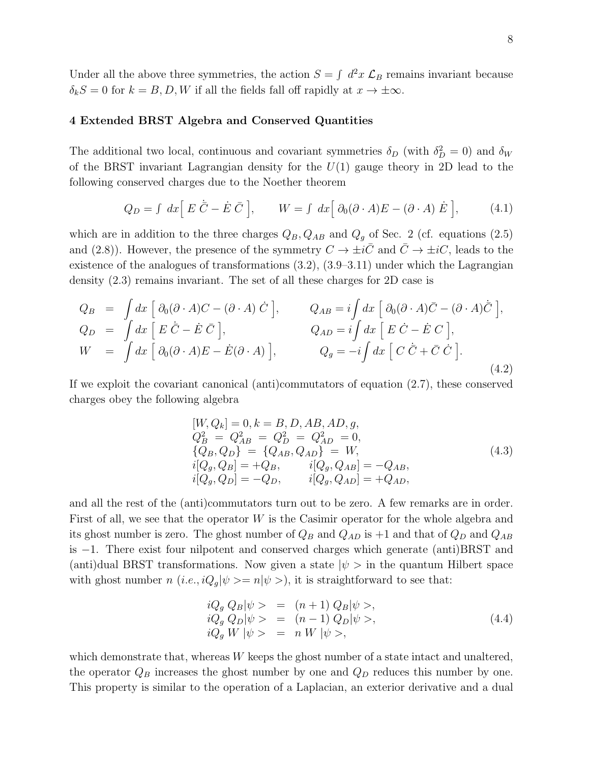Under all the above three symmetries, the action $S = \int d^2x \, \mathcal{L}_B$ remains invariant because $\delta_k S = 0$ for $k = B, D, W$ if all the fields fall off rapidly at $x \to \pm\infty$.

## 4 Extended BRST Algebra and Conserved Quantities

The additional two local, continuous and covariant symmetries $\delta_D$ (with $\delta_D^2 = 0$) and $\delta_W$ of the BRST invariant Lagrangian density for the $U(1)$ gauge theory in 2D lead to the following conserved charges due to the Noether theorem

$$Q_D = \int dx \Big[ \, E \, \dot{\bar{C}} - \dot{E} \, \bar{C} \, \Big], \qquad W = \int dx \Big[ \, \partial_0(\partial \cdot A) E - (\partial \cdot A) \, \dot{E} \, \Big], \tag{4.1}$$

which are in addition to the three charges $Q_B, Q_{AB}$ and $Q_g$ of Sec. 2 (cf. equations (2.5) and (2.8)). However, the presence of the symmetry $C \to \pm i\bar{C}$ and $\bar{C} \to \pm iC$, leads to the existence of the analogues of transformations (3.2), (3.9–3.11) under which the Lagrangian density (2.3) remains invariant. The set of all these charges for 2D case is

$$\begin{array}{lll}
Q_B & = & \displaystyle\int dx \, \Big[ \, \partial_0(\partial \cdot A)C - (\partial \cdot A) \, \dot{C} \, \Big], \qquad Q_{AB} = i \displaystyle\int dx \, \Big[ \, \partial_0(\partial \cdot A)\bar{C} - (\partial \cdot A)\dot{\bar{C}} \, \Big], \\
Q_D & = & \displaystyle\int dx \, \Big[ \, E \, \dot{\bar{C}} - \dot{E} \, \bar{C} \, \Big], \qquad Q_{AD} = i \displaystyle\int dx \, \Big[ \, E \, \dot{C} - \dot{E} \, C \, \Big], \\
W & = & \displaystyle\int dx \, \Big[ \, \partial_0(\partial \cdot A)E - \dot{E}(\partial \cdot A) \, \Big], \qquad Q_g = -i \displaystyle\int dx \, \Big[ \, C \, \dot{\bar{C}} + \bar{C} \, \dot{C} \, \Big].
\end{array} \tag{4.2}$$

If we exploit the covariant canonical (anti)commutators of equation (2.7), these conserved charges obey the following algebra

$$\begin{array}{l}
[W, Q_k] = 0, k = B, D, AB, AD, g, \\
Q_B^2 \; = \; Q_{AB}^2 \; = \; Q_D^2 \; = \; Q_{AD}^2 \; = 0, \\
\{Q_B, Q_D\} \; = \; \{Q_{AB}, Q_{AD}\} \; = \; W, \\
i[Q_g, Q_B] = +Q_B, \qquad i[Q_g, Q_{AB}] = -Q_{AB}, \\
i[Q_g, Q_D] = -Q_D, \qquad i[Q_g, Q_{AD}] = +Q_{AD},
\end{array} \tag{4.3}$$

and all the rest of the (anti)commutators turn out to be zero. A few remarks are in order. First of all, we see that the operator $W$ is the Casimir operator for the whole algebra and its ghost number is zero. The ghost number of $Q_B$ and $Q_{AD}$ is $+1$ and that of $Q_D$ and $Q_{AB}$ is $-1$. There exist four nilpotent and conserved charges which generate (anti)BRST and (anti)dual BRST transformations. Now given a state $|\psi>$ in the quantum Hilbert space with ghost number $n$ (*i.e.*, $iQ_g|\psi>= n|\psi>$), it is straightforward to see that:

$$\begin{array}{lll}
iQ_g \, Q_B|\psi> & = & (n+1) \, Q_B|\psi>, \\
iQ_g \, Q_D|\psi> & = & (n-1) \, Q_D|\psi>, \\
iQ_g \, W \, |\psi> & = & n \, W \, |\psi>,
\end{array} \tag{4.4}$$

which demonstrate that, whereas $W$ keeps the ghost number of a state intact and unaltered, the operator $Q_B$ increases the ghost number by one and $Q_D$ reduces this number by one. This property is similar to the operation of a Laplacian, an exterior derivative and a dual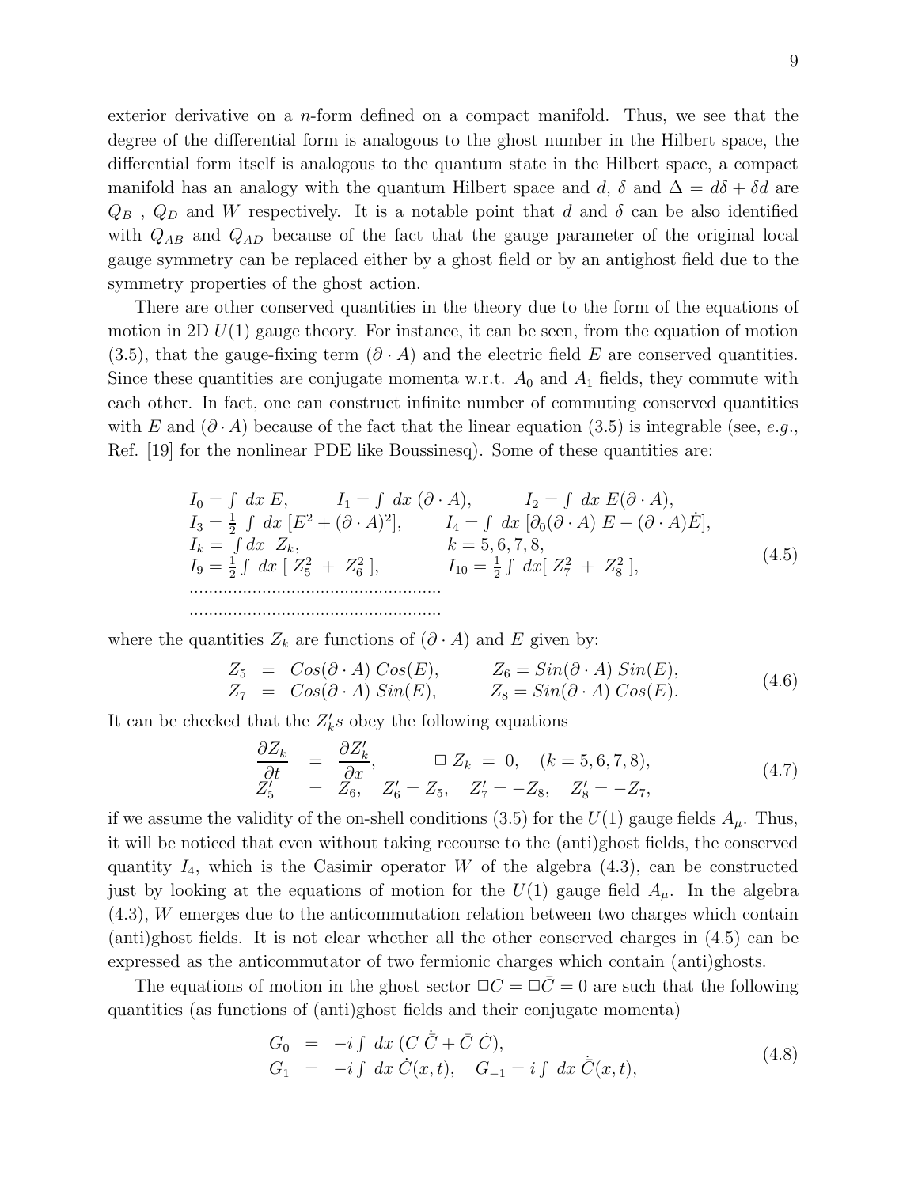exterior derivative on a $n$-form defined on a compact manifold. Thus, we see that the degree of the differential form is analogous to the ghost number in the Hilbert space, the differential form itself is analogous to the quantum state in the Hilbert space, a compact manifold has an analogy with the quantum Hilbert space and $d$, $\delta$ and $\Delta = d\delta + \delta d$ are $Q_B$ , $Q_D$ and $W$ respectively. It is a notable point that $d$ and $\delta$ can be also identified with $Q_{AB}$ and $Q_{AD}$ because of the fact that the gauge parameter of the original local gauge symmetry can be replaced either by a ghost field or by an antighost field due to the symmetry properties of the ghost action.

There are other conserved quantities in the theory due to the form of the equations of motion in 2D $U(1)$ gauge theory. For instance, it can be seen, from the equation of motion (3.5), that the gauge-fixing term $(\partial \cdot A)$ and the electric field $E$ are conserved quantities. Since these quantities are conjugate momenta w.r.t. $A_0$ and $A_1$ fields, they commute with each other. In fact, one can construct infinite number of commuting conserved quantities with $E$ and $(\partial \cdot A)$ because of the fact that the linear equation (3.5) is integrable (see, *e.g.*, Ref. [19] for the nonlinear PDE like Boussinesq). Some of these quantities are:

$$
\begin{array}{lll}
I_0 = \int \, dx \; E, & I_1 = \int \, dx \; (\partial \cdot A), & I_2 = \int \, dx \; E(\partial \cdot A), \\
I_3 = \frac{1}{2} \, \int \, dx \; [E^2 + (\partial \cdot A)^2], & I_4 = \int \, dx \; [\partial_0(\partial \cdot A) \; E - (\partial \cdot A)\dot{E}], & \\
I_k = \; \int dx \;\; Z_k, & k = 5, 6, 7, 8, & \\
I_9 = \frac{1}{2} \int \; dx \; [\; Z_5^2 \; + \; Z_6^2 \;], & I_{10} = \frac{1}{2} \int \; dx [\; Z_7^2 \; + \; Z_8^2 \;], & \\
\ldots\ldots\ldots\ldots\ldots\ldots\ldots & & \\
\ldots\ldots\ldots\ldots\ldots\ldots\ldots & &
\end{array}
\qquad (4.5)
$$

where the quantities $Z_k$ are functions of $(\partial \cdot A)$ and $E$ given by:

$$
\begin{array}{lll}
Z_5 & = & Cos(\partial \cdot A) \; Cos(E), \qquad Z_6 = Sin(\partial \cdot A) \; Sin(E), \\
Z_7 & = & Cos(\partial \cdot A) \; Sin(E), \qquad Z_8 = Sin(\partial \cdot A) \; Cos(E).
\end{array}
\qquad (4.6)
$$

It can be checked that the $Z_k^\prime s$ obey the following equations

$$
\begin{array}{lll}
\dfrac{\partial Z_k}{\partial t} & = & \dfrac{\partial Z_k^\prime}{\partial x}, \qquad \Box \; Z_k \; = \; 0, \quad (k = 5, 6, 7, 8), \\
Z_5^\prime & = & Z_6, \quad Z_6^\prime = Z_5, \quad Z_7^\prime = -Z_8, \quad Z_8^\prime = -Z_7,
\end{array}
\qquad (4.7)
$$

if we assume the validity of the on-shell conditions (3.5) for the $U(1)$ gauge fields $A_\mu$. Thus, it will be noticed that even without taking recourse to the (anti)ghost fields, the conserved quantity $I_4$, which is the Casimir operator $W$ of the algebra (4.3), can be constructed just by looking at the equations of motion for the $U(1)$ gauge field $A_\mu$. In the algebra (4.3), $W$ emerges due to the anticommutation relation between two charges which contain (anti)ghost fields. It is not clear whether all the other conserved charges in (4.5) can be expressed as the anticommutator of two fermionic charges which contain (anti)ghosts.

The equations of motion in the ghost sector $\Box C = \Box \bar{C} = 0$ are such that the following quantities (as functions of (anti)ghost fields and their conjugate momenta)

$$
\begin{array}{lll}
G_0 & = & -i \int \; dx \; (C \; \dot{\bar{C}} + \bar{C} \; \dot{C}), \\
G_1 & = & -i \int \; dx \; \dot{C}(x, t), \quad G_{-1} = i \int \; dx \; \dot{\bar{C}}(x, t),
\end{array}
\qquad (4.8)
$$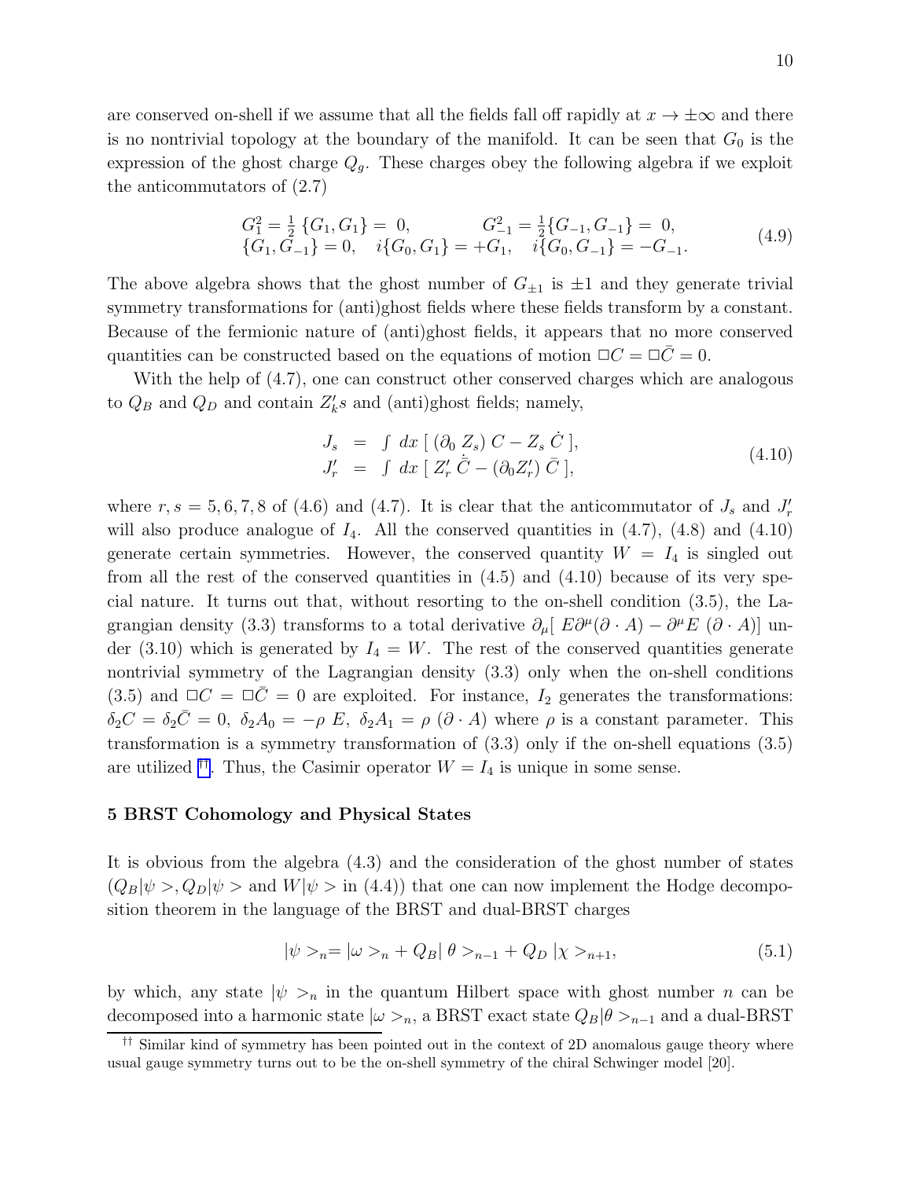are conserved on-shell if we assume that all the fields fall off rapidly at $x \to \pm\infty$ and there is no nontrivial topology at the boundary of the manifold. It can be seen that $G_0$ is the expression of the ghost charge $Q_g$. These charges obey the following algebra if we exploit the anticommutators of (2.7)

$$
\begin{array}{ll}
G_1^2 = \frac{1}{2}\,\{G_1, G_1\} = \,0, & G_{-1}^2 = \frac{1}{2}\{G_{-1}, G_{-1}\} = \,0, \\
\{G_1, G_{-1}\} = 0, \quad i\{G_0, G_1\} = +G_1, & i\{G_0, G_{-1}\} = -G_{-1}.
\end{array}
\tag{4.9}
$$

The above algebra shows that the ghost number of $G_{\pm 1}$ is $\pm 1$ and they generate trivial symmetry transformations for (anti)ghost fields where these fields transform by a constant. Because of the fermionic nature of (anti)ghost fields, it appears that no more conserved quantities can be constructed based on the equations of motion $\Box C = \Box \bar{C} = 0$.

With the help of (4.7), one can construct other conserved charges which are analogous to $Q_B$ and $Q_D$ and contain $Z_k' s$ and (anti)ghost fields; namely,

$$
\begin{array}{lll}
J_s & = & \int \, dx \; [ \; (\partial_0 \; Z_s) \; C - Z_s \; \dot{C} \; ], \\
J_r' & = & \int \, dx \; [ \; Z_r' \; \dot{\bar{C}} - (\partial_0 Z_r') \; \bar{C} \; ],
\end{array}
\tag{4.10}
$$

where $r, s = 5, 6, 7, 8$ of (4.6) and (4.7). It is clear that the anticommutator of $J_s$ and $J_r'$ will also produce analogue of $I_4$. All the conserved quantities in (4.7), (4.8) and (4.10) generate certain symmetries. However, the conserved quantity $W = I_4$ is singled out from all the rest of the conserved quantities in (4.5) and (4.10) because of its very special nature. It turns out that, without resorting to the on-shell condition (3.5), the Lagrangian density (3.3) transforms to a total derivative $\partial_\mu [\; E \partial^\mu (\partial \cdot A) - \partial^\mu E \; (\partial \cdot A)]$ under (3.10) which is generated by $I_4 = W$. The rest of the conserved quantities generate nontrivial symmetry of the Lagrangian density (3.3) only when the on-shell conditions (3.5) and $\Box C = \Box \bar{C} = 0$ are exploited. For instance, $I_2$ generates the transformations: $\delta_2 C = \delta_2 \bar{C} = 0,\; \delta_2 A_0 = -\rho\; E,\; \delta_2 A_1 = \rho \; (\partial \cdot A)$ where $\rho$ is a constant parameter. This transformation is a symmetry transformation of (3.3) only if the on-shell equations (3.5) are utilized [††]. Thus, the Casimir operator $W = I_4$ is unique in some sense.

## 5 BRST Cohomology and Physical States

It is obvious from the algebra (4.3) and the consideration of the ghost number of states ($Q_B|\psi>, Q_D|\psi>$ and $W|\psi>$ in (4.4)) that one can now implement the Hodge decomposition theorem in the language of the BRST and dual-BRST charges

$$
|\psi>_n = |\omega>_n + Q_B|\,\theta>_{n-1} + Q_D\,|\chi>_{n+1},
\tag{5.1}
$$

by which, any state $|\psi>_n$ in the quantum Hilbert space with ghost number $n$ can be decomposed into a harmonic state $|\omega>_n$, a BRST exact state $Q_B|\theta>_{n-1}$ and a dual-BRST

[††] Similar kind of symmetry has been pointed out in the context of 2D anomalous gauge theory where usual gauge symmetry turns out to be the on-shell symmetry of the chiral Schwinger model [20].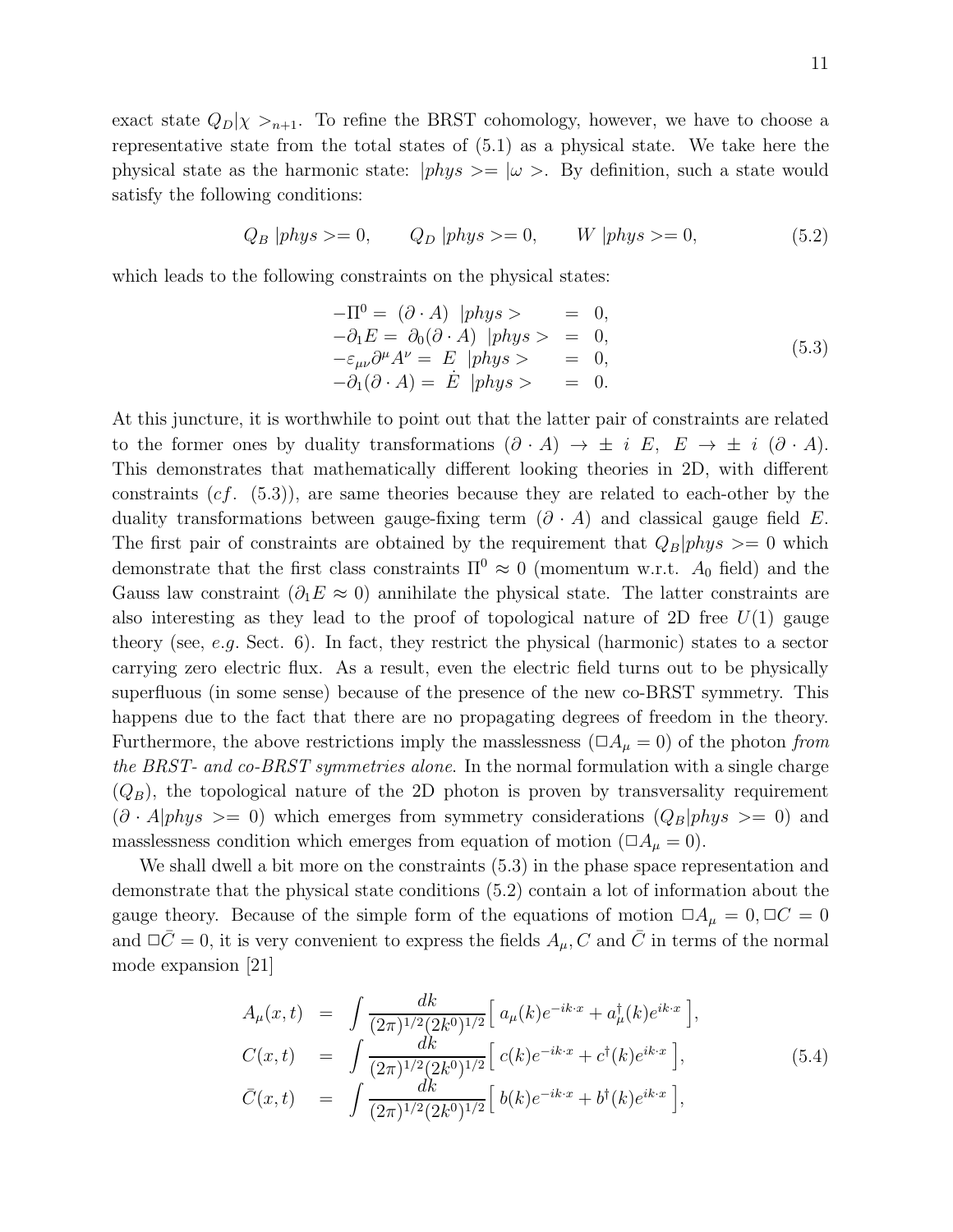exact state $Q_D|\chi>_{n+1}$. To refine the BRST cohomology, however, we have to choose a representative state from the total states of (5.1) as a physical state. We take here the physical state as the harmonic state: $|phys>=|\omega>$. By definition, such a state would satisfy the following conditions:

$$
Q_B\;|phys>=0, \qquad Q_D\;|phys>=0, \qquad W\;|phys>=0, \tag{5.2}
$$

which leads to the following constraints on the physical states:

$$
\begin{array}{lll}
-\Pi^0 = \;(\partial\cdot A)\;\;|phys> & = & 0,\\
-\partial_1 E = \;\partial_0(\partial\cdot A)\;\;|phys> & = & 0,\\
-\varepsilon_{\mu\nu}\partial^\mu A^\nu = \;E\;\;|phys> & = & 0,\\
-\partial_1(\partial\cdot A) = \;\dot{E}\;\;|phys> & = & 0.
\end{array} \tag{5.3}
$$

At this juncture, it is worthwhile to point out that the latter pair of constraints are related to the former ones by duality transformations $(\partial\cdot A)\to\pm\;i\;E,\;\;E\to\pm\;i\;(\partial\cdot A)$. This demonstrates that mathematically different looking theories in 2D, with different constraints (*cf*. (5.3)), are same theories because they are related to each-other by the duality transformations between gauge-fixing term $(\partial\cdot A)$ and classical gauge field $E$. The first pair of constraints are obtained by the requirement that $Q_B|phys>=0$ which demonstrate that the first class constraints $\Pi^0\approx 0$ (momentum w.r.t. $A_0$ field) and the Gauss law constraint $(\partial_1 E\approx 0)$ annihilate the physical state. The latter constraints are also interesting as they lead to the proof of topological nature of 2D free $U(1)$ gauge theory (see, *e.g.* Sect. 6). In fact, they restrict the physical (harmonic) states to a sector carrying zero electric flux. As a result, even the electric field turns out to be physically superfluous (in some sense) because of the presence of the new co-BRST symmetry. This happens due to the fact that there are no propagating degrees of freedom in the theory. Furthermore, the above restrictions imply the masslessness $(\Box A_\mu=0)$ of the photon *from the BRST- and co-BRST symmetries alone*. In the normal formulation with a single charge $(Q_B)$, the topological nature of the 2D photon is proven by transversality requirement $(\partial\cdot A|phys>=0)$ which emerges from symmetry considerations $(Q_B|phys>=0)$ and masslessness condition which emerges from equation of motion $(\Box A_\mu=0)$.

We shall dwell a bit more on the constraints (5.3) in the phase space representation and demonstrate that the physical state conditions (5.2) contain a lot of information about the gauge theory. Because of the simple form of the equations of motion $\Box A_\mu=0, \Box C=0$ and $\Box\bar{C}=0$, it is very convenient to express the fields $A_\mu, C$ and $\bar{C}$ in terms of the normal mode expansion [21]

$$
\begin{array}{lll}
A_\mu(x,t) & = & \displaystyle\int\frac{dk}{(2\pi)^{1/2}(2k^0)^{1/2}}\Big[\;a_\mu(k)e^{-ik\cdot x}+a_\mu^\dagger(k)e^{ik\cdot x}\;\Big],\\
C(x,t) & = & \displaystyle\int\frac{dk}{(2\pi)^{1/2}(2k^0)^{1/2}}\Big[\;c(k)e^{-ik\cdot x}+c^\dagger(k)e^{ik\cdot x}\;\Big],\\
\bar{C}(x,t) & = & \displaystyle\int\frac{dk}{(2\pi)^{1/2}(2k^0)^{1/2}}\Big[\;b(k)e^{-ik\cdot x}+b^\dagger(k)e^{ik\cdot x}\;\Big],
\end{array} \tag{5.4}
$$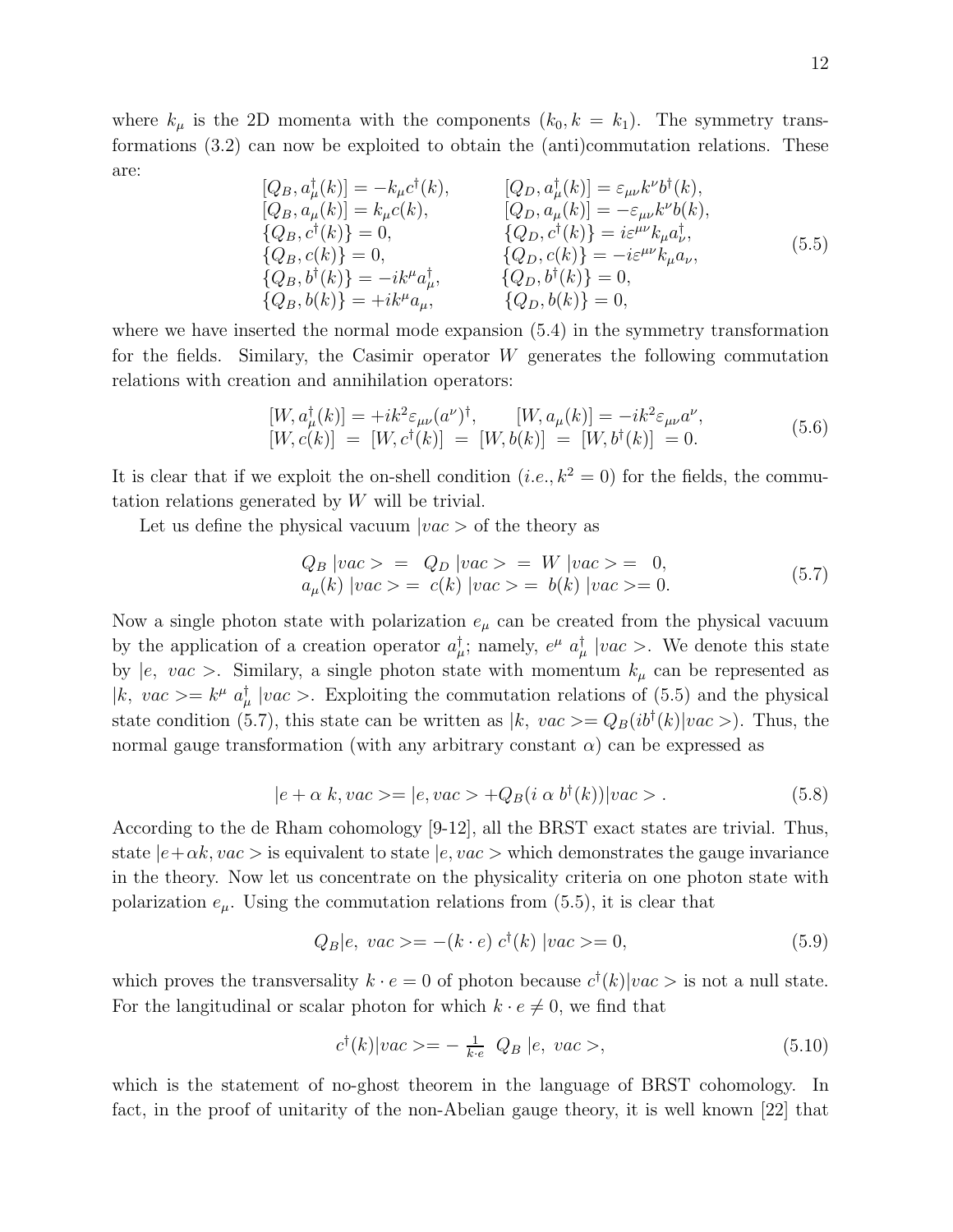where $k_\mu$ is the 2D momenta with the components $(k_0, k = k_1)$. The symmetry transformations (3.2) can now be exploited to obtain the (anti)commutation relations. These are:

$$
\begin{array}{ll}
[Q_B, a_\mu^\dagger(k)] = -k_\mu c^\dagger(k), & [Q_D, a_\mu^\dagger(k)] = \varepsilon_{\mu\nu} k^\nu b^\dagger(k), \\
[Q_B, a_\mu(k)] = k_\mu c(k), & [Q_D, a_\mu(k)] = -\varepsilon_{\mu\nu} k^\nu b(k), \\
\{Q_B, c^\dagger(k)\} = 0, & \{Q_D, c^\dagger(k)\} = i\varepsilon^{\mu\nu} k_\mu a_\nu^\dagger, \\
\{Q_B, c(k)\} = 0, & \{Q_D, c(k)\} = -i\varepsilon^{\mu\nu} k_\mu a_\nu, \\
\{Q_B, b^\dagger(k)\} = -ik^\mu a_\mu^\dagger, & \{Q_D, b^\dagger(k)\} = 0, \\
\{Q_B, b(k)\} = +ik^\mu a_\mu, & \{Q_D, b(k)\} = 0,
\end{array}
\tag{5.5}
$$

where we have inserted the normal mode expansion (5.4) in the symmetry transformation for the fields. Similary, the Casimir operator $W$ generates the following commutation relations with creation and annihilation operators:

$$
\begin{array}{l}
[W, a_\mu^\dagger(k)] = +ik^2 \varepsilon_{\mu\nu} (a^\nu)^\dagger, \qquad [W, a_\mu(k)] = -ik^2 \varepsilon_{\mu\nu} a^\nu, \\
[W, c(k)] \;=\; [W, c^\dagger(k)] \;=\; [W, b(k)] \;=\; [W, b^\dagger(k)] \;=0.
\end{array}
\tag{5.6}
$$

It is clear that if we exploit the on-shell condition (*i.e.*, $k^2 = 0$) for the fields, the commutation relations generated by $W$ will be trivial.

Let us define the physical vacuum $|vac>$ of the theory as

$$
\begin{array}{l}
Q_B \; |vac> \;=\; Q_D \; |vac> \;=\; W \; |vac> = \;\; 0, \\
a_\mu(k) \; |vac> = \; c(k) \; |vac> = \; b(k) \; |vac> = 0.
\end{array}
\tag{5.7}
$$

Now a single photon state with polarization $e_\mu$ can be created from the physical vacuum by the application of a creation operator $a_\mu^\dagger$; namely, $e^\mu \; a_\mu^\dagger \; |vac>$. We denote this state by $|e, \; vac>$. Similary, a single photon state with momentum $k_\mu$ can be represented as $|k, \; vac> = k^\mu \; a_\mu^\dagger \; |vac>$. Exploiting the commutation relations of (5.5) and the physical state condition (5.7), this state can be written as $|k, \; vac> = Q_B(ib^\dagger(k)|vac>)$. Thus, the normal gauge transformation (with any arbitrary constant $\alpha$) can be expressed as

$$
|e + \alpha \; k, vac> = |e, vac> + Q_B(i \; \alpha \; b^\dagger(k))|vac> . \tag{5.8}
$$

According to the de Rham cohomology [9-12], all the BRST exact states are trivial. Thus, state $|e + \alpha k, vac>$ is equivalent to state $|e, vac>$ which demonstrates the gauge invariance in the theory. Now let us concentrate on the physicality criteria on one photon state with polarization $e_\mu$. Using the commutation relations from (5.5), it is clear that

$$
Q_B|e, \; vac> = -(k \cdot e) \; c^\dagger(k) \; |vac> = 0, \tag{5.9}
$$

which proves the transversality $k \cdot e = 0$ of photon because $c^\dagger(k)|vac>$ is not a null state. For the langitudinal or scalar photon for which $k \cdot e \neq 0$, we find that

$$
c^\dagger(k)|vac> = -\; \frac{1}{k \cdot e} \;\; Q_B \; |e, \; vac>, \tag{5.10}
$$

which is the statement of no-ghost theorem in the language of BRST cohomology. In fact, in the proof of unitarity of the non-Abelian gauge theory, it is well known [22] that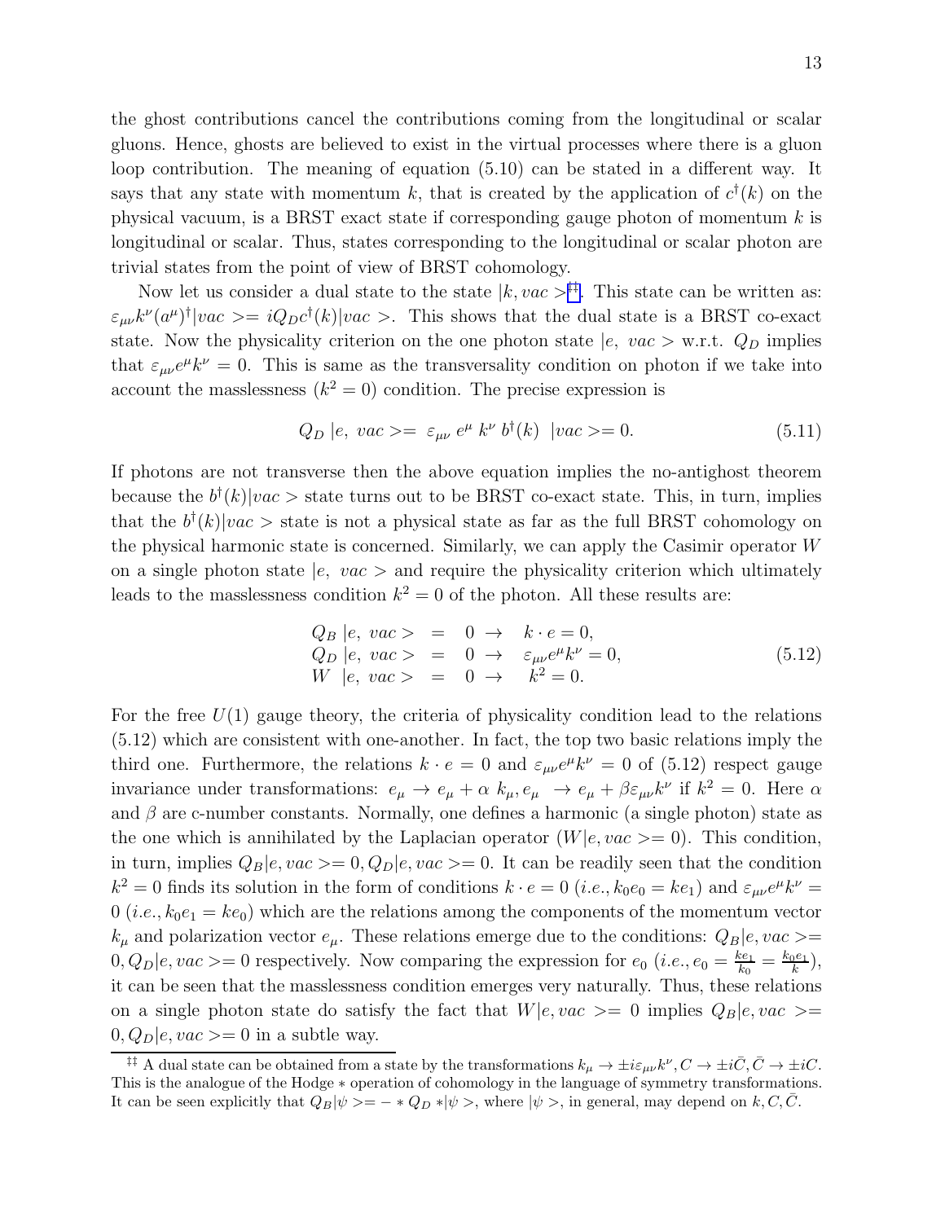the ghost contributions cancel the contributions coming from the longitudinal or scalar gluons. Hence, ghosts are believed to exist in the virtual processes where there is a gluon loop contribution. The meaning of equation (5.10) can be stated in a different way. It says that any state with momentum $k$, that is created by the application of $c^\dagger(k)$ on the physical vacuum, is a BRST exact state if corresponding gauge photon of momentum $k$ is longitudinal or scalar. Thus, states corresponding to the longitudinal or scalar photon are trivial states from the point of view of BRST cohomology.

Now let us consider a dual state to the state $|k, vac>$[‡‡]. This state can be written as: $\varepsilon_{\mu\nu} k^\nu (a^\mu)^\dagger |vac> = i Q_D c^\dagger(k)|vac>$. This shows that the dual state is a BRST co-exact state. Now the physicality criterion on the one photon state $|e,\; vac>$ w.r.t. $Q_D$ implies that $\varepsilon_{\mu\nu} e^\mu k^\nu = 0$. This is same as the transversality condition on photon if we take into account the masslessness ($k^2 = 0$) condition. The precise expression is

$$Q_D \; |e,\; vac> = \; \varepsilon_{\mu\nu} \; e^\mu \; k^\nu \; b^\dagger(k) \;\; |vac> = 0. \tag{5.11}$$

If photons are not transverse then the above equation implies the no-antighost theorem because the $b^\dagger(k)|vac>$ state turns out to be BRST co-exact state. This, in turn, implies that the $b^\dagger(k)|vac>$ state is not a physical state as far as the full BRST cohomology on the physical harmonic state is concerned. Similarly, we can apply the Casimir operator $W$ on a single photon state $|e,\; vac>$ and require the physicality criterion which ultimately leads to the masslessness condition $k^2 = 0$ of the photon. All these results are:

$$\begin{array}{lcl} Q_B \; |e,\; vac> & = & 0 \;\rightarrow\;\; k \cdot e = 0, \\ Q_D \; |e,\; vac> & = & 0 \;\rightarrow\;\; \varepsilon_{\mu\nu} e^\mu k^\nu = 0, \\ W \;\; |e,\; vac> & = & 0 \;\rightarrow\;\;\; k^2 = 0. \end{array} \tag{5.12}$$

For the free $U(1)$ gauge theory, the criteria of physicality condition lead to the relations (5.12) which are consistent with one-another. In fact, the top two basic relations imply the third one. Furthermore, the relations $k \cdot e = 0$ and $\varepsilon_{\mu\nu} e^\mu k^\nu = 0$ of (5.12) respect gauge invariance under transformations: $e_\mu \rightarrow e_\mu + \alpha \; k_\mu, e_\mu \;\rightarrow e_\mu + \beta \varepsilon_{\mu\nu} k^\nu$ if $k^2 = 0$. Here $\alpha$ and $\beta$ are c-number constants. Normally, one defines a harmonic (a single photon) state as the one which is annihilated by the Laplacian operator ($W|e, vac> = 0$). This condition, in turn, implies $Q_B|e, vac> = 0, Q_D|e, vac> = 0$. It can be readily seen that the condition $k^2 = 0$ finds its solution in the form of conditions $k \cdot e = 0$ (*i.e.*, $k_0 e_0 = k e_1$) and $\varepsilon_{\mu\nu} e^\mu k^\nu = 0$ (*i.e.*, $k_0 e_1 = k e_0$) which are the relations among the components of the momentum vector $k_\mu$ and polarization vector $e_\mu$. These relations emerge due to the conditions: $Q_B|e, vac> = 0, Q_D|e, vac> = 0$ respectively. Now comparing the expression for $e_0$ (*i.e.*, $e_0 = \frac{k e_1}{k_0} = \frac{k_0 e_1}{k}$), it can be seen that the masslessness condition emerges very naturally. Thus, these relations on a single photon state do satisfy the fact that $W|e, vac> = 0$ implies $Q_B|e, vac> = 0, Q_D|e, vac> = 0$ in a subtle way.

[‡‡] A dual state can be obtained from a state by the transformations $k_\mu \rightarrow \pm i \varepsilon_{\mu\nu} k^\nu, C \rightarrow \pm i \bar{C}, \bar{C} \rightarrow \pm i C$. This is the analogue of the Hodge $*$ operation of cohomology in the language of symmetry transformations. It can be seen explicitly that $Q_B|\psi> = - * Q_D * |\psi>$, where $|\psi>$, in general, may depend on $k, C, \bar{C}$.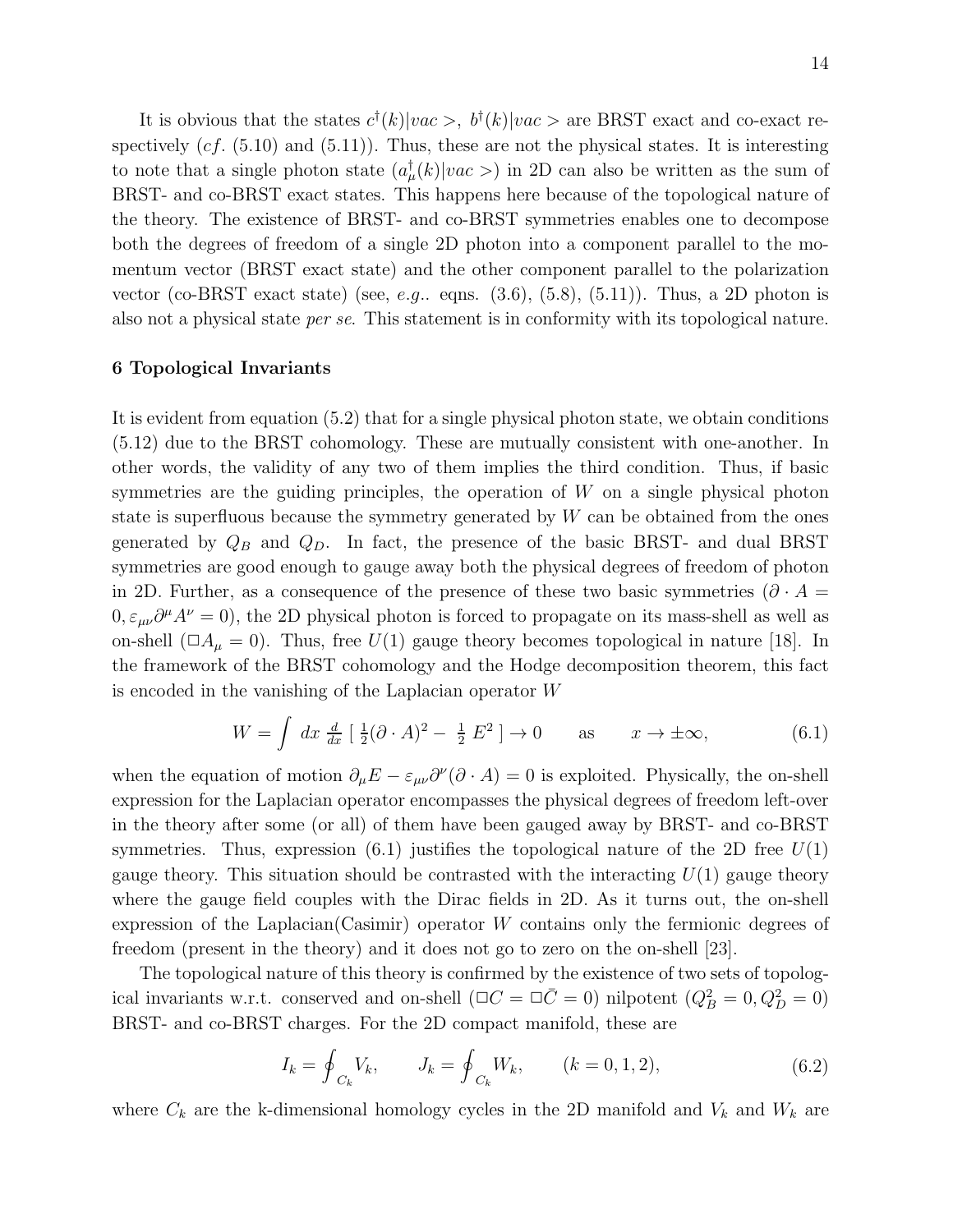It is obvious that the states $c^\dagger(k)|vac>$, $b^\dagger(k)|vac>$ are BRST exact and co-exact respectively (*cf*. (5.10) and (5.11)). Thus, these are not the physical states. It is interesting to note that a single photon state ($a^\dagger_\mu(k)|vac>$) in 2D can also be written as the sum of BRST- and co-BRST exact states. This happens here because of the topological nature of the theory. The existence of BRST- and co-BRST symmetries enables one to decompose both the degrees of freedom of a single 2D photon into a component parallel to the momentum vector (BRST exact state) and the other component parallel to the polarization vector (co-BRST exact state) (see, *e.g.*. eqns. (3.6), (5.8), (5.11)). Thus, a 2D photon is also not a physical state *per se*. This statement is in conformity with its topological nature.

## 6 Topological Invariants

It is evident from equation (5.2) that for a single physical photon state, we obtain conditions (5.12) due to the BRST cohomology. These are mutually consistent with one-another. In other words, the validity of any two of them implies the third condition. Thus, if basic symmetries are the guiding principles, the operation of $W$ on a single physical photon state is superfluous because the symmetry generated by $W$ can be obtained from the ones generated by $Q_B$ and $Q_D$. In fact, the presence of the basic BRST- and dual BRST symmetries are good enough to gauge away both the physical degrees of freedom of photon in 2D. Further, as a consequence of the presence of these two basic symmetries ($\partial \cdot A = 0, \varepsilon_{\mu\nu}\partial^\mu A^\nu = 0$), the 2D physical photon is forced to propagate on its mass-shell as well as on-shell ($\Box A_\mu = 0$). Thus, free $U(1)$ gauge theory becomes topological in nature [18]. In the framework of the BRST cohomology and the Hodge decomposition theorem, this fact is encoded in the vanishing of the Laplacian operator $W$

$$W = \int \; dx \; \frac{d}{dx} \; [\; \tfrac{1}{2}(\partial \cdot A)^2 - \; \tfrac{1}{2} \; E^2 \;] \to 0 \qquad \text{as} \qquad x \to \pm\infty, \tag{6.1}$$

when the equation of motion $\partial_\mu E - \varepsilon_{\mu\nu}\partial^\nu(\partial \cdot A) = 0$ is exploited. Physically, the on-shell expression for the Laplacian operator encompasses the physical degrees of freedom left-over in the theory after some (or all) of them have been gauged away by BRST- and co-BRST symmetries. Thus, expression (6.1) justifies the topological nature of the 2D free $U(1)$ gauge theory. This situation should be contrasted with the interacting $U(1)$ gauge theory where the gauge field couples with the Dirac fields in 2D. As it turns out, the on-shell expression of the Laplacian(Casimir) operator $W$ contains only the fermionic degrees of freedom (present in the theory) and it does not go to zero on the on-shell [23].

The topological nature of this theory is confirmed by the existence of two sets of topological invariants w.r.t. conserved and on-shell ($\Box C = \Box \bar{C} = 0$) nilpotent ($Q_B^2 = 0, Q_D^2 = 0$) BRST- and co-BRST charges. For the 2D compact manifold, these are

$$I_k = \oint_{C_k} V_k, \qquad J_k = \oint_{C_k} W_k, \qquad (k = 0, 1, 2), \tag{6.2}$$

where $C_k$ are the k-dimensional homology cycles in the 2D manifold and $V_k$ and $W_k$ are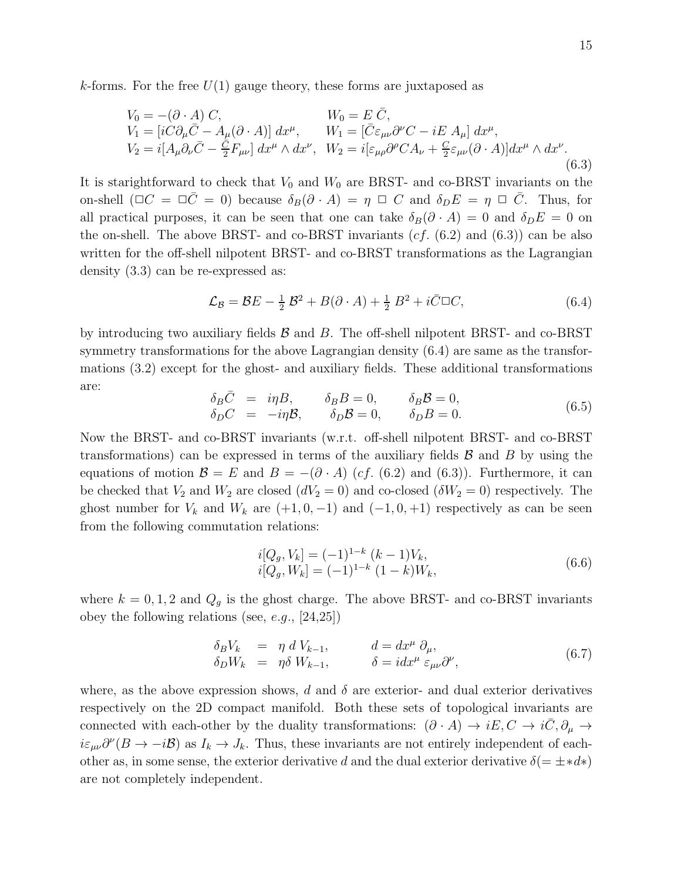$k$-forms. For the free $U(1)$ gauge theory, these forms are juxtaposed as

$$
\begin{array}{ll}
V_0 = -(\partial \cdot A)\, C, & W_0 = E\, \bar{C}, \\
V_1 = [iC\partial_\mu \bar{C} - A_\mu (\partial \cdot A)]\; dx^\mu, & W_1 = [\bar{C}\varepsilon_{\mu\nu}\partial^\nu C - iE\; A_\mu]\; dx^\mu, \\
V_2 = i[A_\mu \partial_\nu \bar{C} - \frac{\bar{C}}{2} F_{\mu\nu}]\; dx^\mu \wedge dx^\nu, & W_2 = i[\varepsilon_{\mu\rho}\partial^\rho C A_\nu + \frac{C}{2}\varepsilon_{\mu\nu}(\partial \cdot A)] dx^\mu \wedge dx^\nu.
\end{array}
\tag{6.3}
$$

It is starightforward to check that $V_0$ and $W_0$ are BRST- and co-BRST invariants on the on-shell ($\Box C = \Box \bar{C} = 0$) because $\delta_B (\partial \cdot A) = \eta\; \Box\; C$ and $\delta_D E = \eta\; \Box\; \bar{C}$. Thus, for all practical purposes, it can be seen that one can take $\delta_B (\partial \cdot A) = 0$ and $\delta_D E = 0$ on the on-shell. The above BRST- and co-BRST invariants (*cf.* (6.2) and (6.3)) can be also written for the off-shell nilpotent BRST- and co-BRST transformations as the Lagrangian density (3.3) can be re-expressed as:

$$
\mathcal{L}_{\mathcal{B}} = \mathcal{B}E - \tfrac{1}{2}\, \mathcal{B}^2 + B(\partial \cdot A) + \tfrac{1}{2}\, B^2 + i\bar{C}\Box C, \tag{6.4}
$$

by introducing two auxiliary fields $\mathcal{B}$ and $B$. The off-shell nilpotent BRST- and co-BRST symmetry transformations for the above Lagrangian density (6.4) are same as the transformations (3.2) except for the ghost- and auxiliary fields. These additional transformations are:

$$
\begin{array}{lllll}
\delta_B \bar{C} & = & i\eta B, \qquad & \delta_B B = 0, \qquad & \delta_B \mathcal{B} = 0, \\
\delta_D C & = & -i\eta \mathcal{B}, \qquad & \delta_D \mathcal{B} = 0, \qquad & \delta_D B = 0.
\end{array}
\tag{6.5}
$$

Now the BRST- and co-BRST invariants (w.r.t. off-shell nilpotent BRST- and co-BRST transformations) can be expressed in terms of the auxiliary fields $\mathcal{B}$ and $B$ by using the equations of motion $\mathcal{B} = E$ and $B = -(\partial \cdot A)$ (*cf.* (6.2) and (6.3)). Furthermore, it can be checked that $V_2$ and $W_2$ are closed ($dV_2 = 0$) and co-closed ($\delta W_2 = 0$) respectively. The ghost number for $V_k$ and $W_k$ are $(+1, 0, -1)$ and $(-1, 0, +1)$ respectively as can be seen from the following commutation relations:

$$
\begin{array}{l}
i[Q_g, V_k] = (-1)^{1-k}\, (k-1) V_k, \\
i[Q_g, W_k] = (-1)^{1-k}\, (1-k) W_k,
\end{array}
\tag{6.6}
$$

where $k = 0, 1, 2$ and $Q_g$ is the ghost charge. The above BRST- and co-BRST invariants obey the following relations (see, *e.g.*, [24,25])

$$
\begin{array}{lllll}
\delta_B V_k & = & \eta\; d\; V_{k-1}, \qquad & d = dx^\mu\; \partial_\mu, \\
\delta_D W_k & = & \eta \delta\; W_{k-1}, \qquad & \delta = i dx^\mu\; \varepsilon_{\mu\nu} \partial^\nu,
\end{array}
\tag{6.7}
$$

where, as the above expression shows, $d$ and $\delta$ are exterior- and dual exterior derivatives respectively on the 2D compact manifold. Both these sets of topological invariants are connected with each-other by the duality transformations: $(\partial \cdot A) \to iE, C \to i\bar{C}, \partial_\mu \to i\varepsilon_{\mu\nu}\partial^\nu (B \to -i\mathcal{B})$ as $I_k \to J_k$. Thus, these invariants are not entirely independent of each-other as, in some sense, the exterior derivative $d$ and the dual exterior derivative $\delta (= \pm * d *)$ are not completely independent.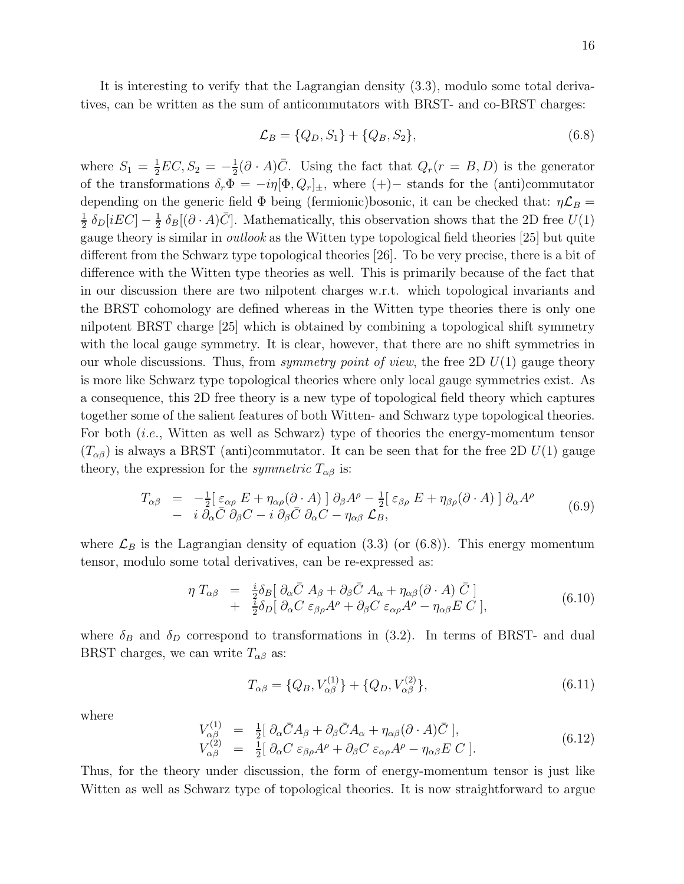It is interesting to verify that the Lagrangian density (3.3), modulo some total derivatives, can be written as the sum of anticommutators with BRST- and co-BRST charges:

$$\mathcal{L}_B = \{Q_D, S_1\} + \{Q_B, S_2\}, \tag{6.8}$$

where $S_1 = \frac{1}{2} EC, S_2 = -\frac{1}{2}(\partial \cdot A)\bar{C}$. Using the fact that $Q_r (r = B, D)$ is the generator of the transformations $\delta_r \Phi = -i\eta [\Phi, Q_r]_{\pm}$, where $(+)-$ stands for the (anti)commutator depending on the generic field $\Phi$ being (fermionic)bosonic, it can be checked that: $\eta \mathcal{L}_B = \frac{1}{2}\, \delta_D [iEC] - \frac{1}{2}\, \delta_B [(\partial \cdot A)\bar{C}]$. Mathematically, this observation shows that the 2D free $U(1)$ gauge theory is similar in *outlook* as the Witten type topological field theories [25] but quite different from the Schwarz type topological theories [26]. To be very precise, there is a bit of difference with the Witten type theories as well. This is primarily because of the fact that in our discussion there are two nilpotent charges w.r.t. which topological invariants and the BRST cohomology are defined whereas in the Witten type theories there is only one nilpotent BRST charge [25] which is obtained by combining a topological shift symmetry with the local gauge symmetry. It is clear, however, that there are no shift symmetries in our whole discussions. Thus, from *symmetry point of view*, the free 2D $U(1)$ gauge theory is more like Schwarz type topological theories where only local gauge symmetries exist. As a consequence, this 2D free theory is a new type of topological field theory which captures together some of the salient features of both Witten- and Schwarz type topological theories. For both (*i.e.*, Witten as well as Schwarz) type of theories the energy-momentum tensor $(T_{\alpha\beta})$ is always a BRST (anti)commutator. It can be seen that for the free 2D $U(1)$ gauge theory, the expression for the *symmetric* $T_{\alpha\beta}$ is:

$$\begin{array}{lcl} T_{\alpha\beta} & = & -\frac{1}{2}[\, \varepsilon_{\alpha\rho}\, E + \eta_{\alpha\rho}(\partial \cdot A)\,]\, \partial_\beta A^\rho - \frac{1}{2}[\, \varepsilon_{\beta\rho}\, E + \eta_{\beta\rho}(\partial \cdot A)\,]\, \partial_\alpha A^\rho \\ & - & i\, \partial_\alpha \bar{C}\, \partial_\beta C - i\, \partial_\beta \bar{C}\, \partial_\alpha C - \eta_{\alpha\beta}\, \mathcal{L}_B, \end{array} \tag{6.9}$$

where $\mathcal{L}_B$ is the Lagrangian density of equation (3.3) (or (6.8)). This energy momentum tensor, modulo some total derivatives, can be re-expressed as:

$$\begin{array}{lcl} \eta\, T_{\alpha\beta} & = & \frac{i}{2}\delta_B[\, \partial_\alpha \bar{C}\, A_\beta + \partial_\beta \bar{C}\, A_\alpha + \eta_{\alpha\beta}(\partial \cdot A)\, \bar{C}\,] \\ & + & \frac{i}{2}\delta_D[\, \partial_\alpha C\, \varepsilon_{\beta\rho} A^\rho + \partial_\beta C\, \varepsilon_{\alpha\rho} A^\rho - \eta_{\alpha\beta} E\, C\,], \end{array} \tag{6.10}$$

where $\delta_B$ and $\delta_D$ correspond to transformations in (3.2). In terms of BRST- and dual BRST charges, we can write $T_{\alpha\beta}$ as:

$$T_{\alpha\beta} = \{Q_B, V^{(1)}_{\alpha\beta}\} + \{Q_D, V^{(2)}_{\alpha\beta}\}, \tag{6.11}$$

where

$$\begin{array}{lcl} V^{(1)}_{\alpha\beta} & = & \frac{1}{2}[\, \partial_\alpha \bar{C} A_\beta + \partial_\beta \bar{C} A_\alpha + \eta_{\alpha\beta}(\partial \cdot A)\bar{C}\,], \\ V^{(2)}_{\alpha\beta} & = & \frac{1}{2}[\, \partial_\alpha C\, \varepsilon_{\beta\rho} A^\rho + \partial_\beta C\, \varepsilon_{\alpha\rho} A^\rho - \eta_{\alpha\beta} E\, C\,]. \end{array} \tag{6.12}$$

Thus, for the theory under discussion, the form of energy-momentum tensor is just like Witten as well as Schwarz type of topological theories. It is now straightforward to argue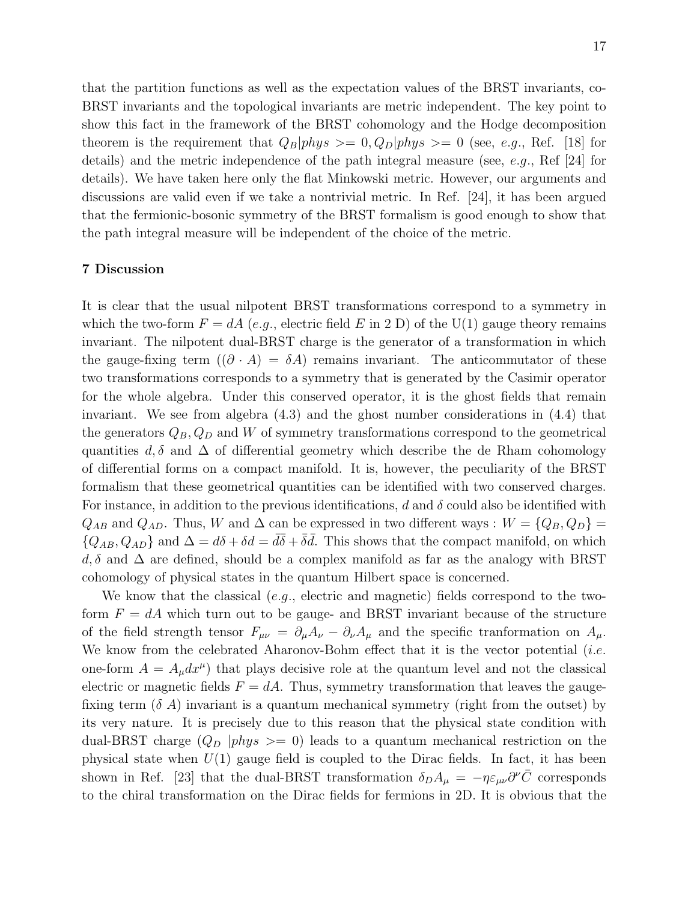that the partition functions as well as the expectation values of the BRST invariants, co-BRST invariants and the topological invariants are metric independent. The key point to show this fact in the framework of the BRST cohomology and the Hodge decomposition theorem is the requirement that $Q_B|phys >= 0, Q_D|phys >= 0$ (see, *e.g.*, Ref. [18] for details) and the metric independence of the path integral measure (see, *e.g.*, Ref [24] for details). We have taken here only the flat Minkowski metric. However, our arguments and discussions are valid even if we take a nontrivial metric. In Ref. [24], it has been argued that the fermionic-bosonic symmetry of the BRST formalism is good enough to show that the path integral measure will be independent of the choice of the metric.

## 7 Discussion

It is clear that the usual nilpotent BRST transformations correspond to a symmetry in which the two-form $F = dA$ (*e.g.*, electric field $E$ in 2 D) of the U(1) gauge theory remains invariant. The nilpotent dual-BRST charge is the generator of a transformation in which the gauge-fixing term $((\partial \cdot A) = \delta A)$ remains invariant. The anticommutator of these two transformations corresponds to a symmetry that is generated by the Casimir operator for the whole algebra. Under this conserved operator, it is the ghost fields that remain invariant. We see from algebra (4.3) and the ghost number considerations in (4.4) that the generators $Q_B, Q_D$ and $W$ of symmetry transformations correspond to the geometrical quantities $d, \delta$ and $\Delta$ of differential geometry which describe the de Rham cohomology of differential forms on a compact manifold. It is, however, the peculiarity of the BRST formalism that these geometrical quantities can be identified with two conserved charges. For instance, in addition to the previous identifications, $d$ and $\delta$ could also be identified with $Q_{AB}$ and $Q_{AD}$. Thus, $W$ and $\Delta$ can be expressed in two different ways : $W = \{Q_B, Q_D\} = \{Q_{AB}, Q_{AD}\}$ and $\Delta = d\delta + \delta d = \bar{d}\bar{\delta} + \bar{\delta}\bar{d}$. This shows that the compact manifold, on which $d, \delta$ and $\Delta$ are defined, should be a complex manifold as far as the analogy with BRST cohomology of physical states in the quantum Hilbert space is concerned.

We know that the classical (*e.g.*, electric and magnetic) fields correspond to the two-form $F = dA$ which turn out to be gauge- and BRST invariant because of the structure of the field strength tensor $F_{\mu\nu} = \partial_\mu A_\nu - \partial_\nu A_\mu$ and the specific tranformation on $A_\mu$. We know from the celebrated Aharonov-Bohm effect that it is the vector potential (*i.e.* one-form $A = A_\mu dx^\mu$) that plays decisive role at the quantum level and not the classical electric or magnetic fields $F = dA$. Thus, symmetry transformation that leaves the gauge-fixing term ($\delta$ $A$) invariant is a quantum mechanical symmetry (right from the outset) by its very nature. It is precisely due to this reason that the physical state condition with dual-BRST charge ($Q_D$ $|phys >= 0$) leads to a quantum mechanical restriction on the physical state when $U(1)$ gauge field is coupled to the Dirac fields. In fact, it has been shown in Ref. [23] that the dual-BRST transformation $\delta_D A_\mu = -\eta \varepsilon_{\mu\nu} \partial^\nu \bar{C}$ corresponds to the chiral transformation on the Dirac fields for fermions in 2D. It is obvious that the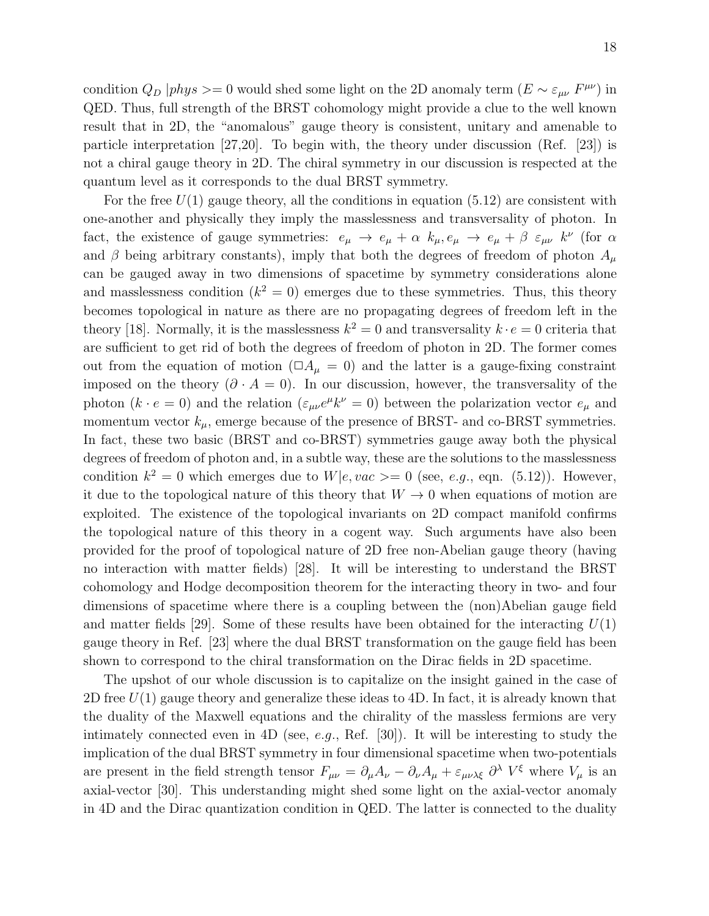condition $Q_D \, |phys>= 0$ would shed some light on the 2D anomaly term ($E \sim \varepsilon_{\mu\nu} \, F^{\mu\nu}$) in QED. Thus, full strength of the BRST cohomology might provide a clue to the well known result that in 2D, the "anomalous" gauge theory is consistent, unitary and amenable to particle interpretation [27,20]. To begin with, the theory under discussion (Ref. [23]) is not a chiral gauge theory in 2D. The chiral symmetry in our discussion is respected at the quantum level as it corresponds to the dual BRST symmetry.

For the free $U(1)$ gauge theory, all the conditions in equation (5.12) are consistent with one-another and physically they imply the masslessness and transversality of photon. In fact, the existence of gauge symmetries: $e_\mu \to e_\mu + \alpha \; k_\mu, e_\mu \to e_\mu + \beta \; \varepsilon_{\mu\nu} \; k^\nu$ (for $\alpha$ and $\beta$ being arbitrary constants), imply that both the degrees of freedom of photon $A_\mu$ can be gauged away in two dimensions of spacetime by symmetry considerations alone and masslessness condition ($k^2 = 0$) emerges due to these symmetries. Thus, this theory becomes topological in nature as there are no propagating degrees of freedom left in the theory [18]. Normally, it is the masslessness $k^2 = 0$ and transversality $k \cdot e = 0$ criteria that are sufficient to get rid of both the degrees of freedom of photon in 2D. The former comes out from the equation of motion ($\Box A_\mu = 0$) and the latter is a gauge-fixing constraint imposed on the theory ($\partial \cdot A = 0$). In our discussion, however, the transversality of the photon ($k \cdot e = 0$) and the relation ($\varepsilon_{\mu\nu} e^\mu k^\nu = 0$) between the polarization vector $e_\mu$ and momentum vector $k_\mu$, emerge because of the presence of BRST- and co-BRST symmetries. In fact, these two basic (BRST and co-BRST) symmetries gauge away both the physical degrees of freedom of photon and, in a subtle way, these are the solutions to the masslessness condition $k^2 = 0$ which emerges due to $W|e, vac>= 0$ (see, *e.g.*, eqn. (5.12)). However, it due to the topological nature of this theory that $W \to 0$ when equations of motion are exploited. The existence of the topological invariants on 2D compact manifold confirms the topological nature of this theory in a cogent way. Such arguments have also been provided for the proof of topological nature of 2D free non-Abelian gauge theory (having no interaction with matter fields) [28]. It will be interesting to understand the BRST cohomology and Hodge decomposition theorem for the interacting theory in two- and four dimensions of spacetime where there is a coupling between the (non)Abelian gauge field and matter fields [29]. Some of these results have been obtained for the interacting $U(1)$ gauge theory in Ref. [23] where the dual BRST transformation on the gauge field has been shown to correspond to the chiral transformation on the Dirac fields in 2D spacetime.

The upshot of our whole discussion is to capitalize on the insight gained in the case of 2D free $U(1)$ gauge theory and generalize these ideas to 4D. In fact, it is already known that the duality of the Maxwell equations and the chirality of the massless fermions are very intimately connected even in 4D (see, *e.g.*, Ref. [30]). It will be interesting to study the implication of the dual BRST symmetry in four dimensional spacetime when two-potentials are present in the field strength tensor $F_{\mu\nu} = \partial_\mu A_\nu - \partial_\nu A_\mu + \varepsilon_{\mu\nu\lambda\xi} \; \partial^\lambda \; V^\xi$ where $V_\mu$ is an axial-vector [30]. This understanding might shed some light on the axial-vector anomaly in 4D and the Dirac quantization condition in QED. The latter is connected to the duality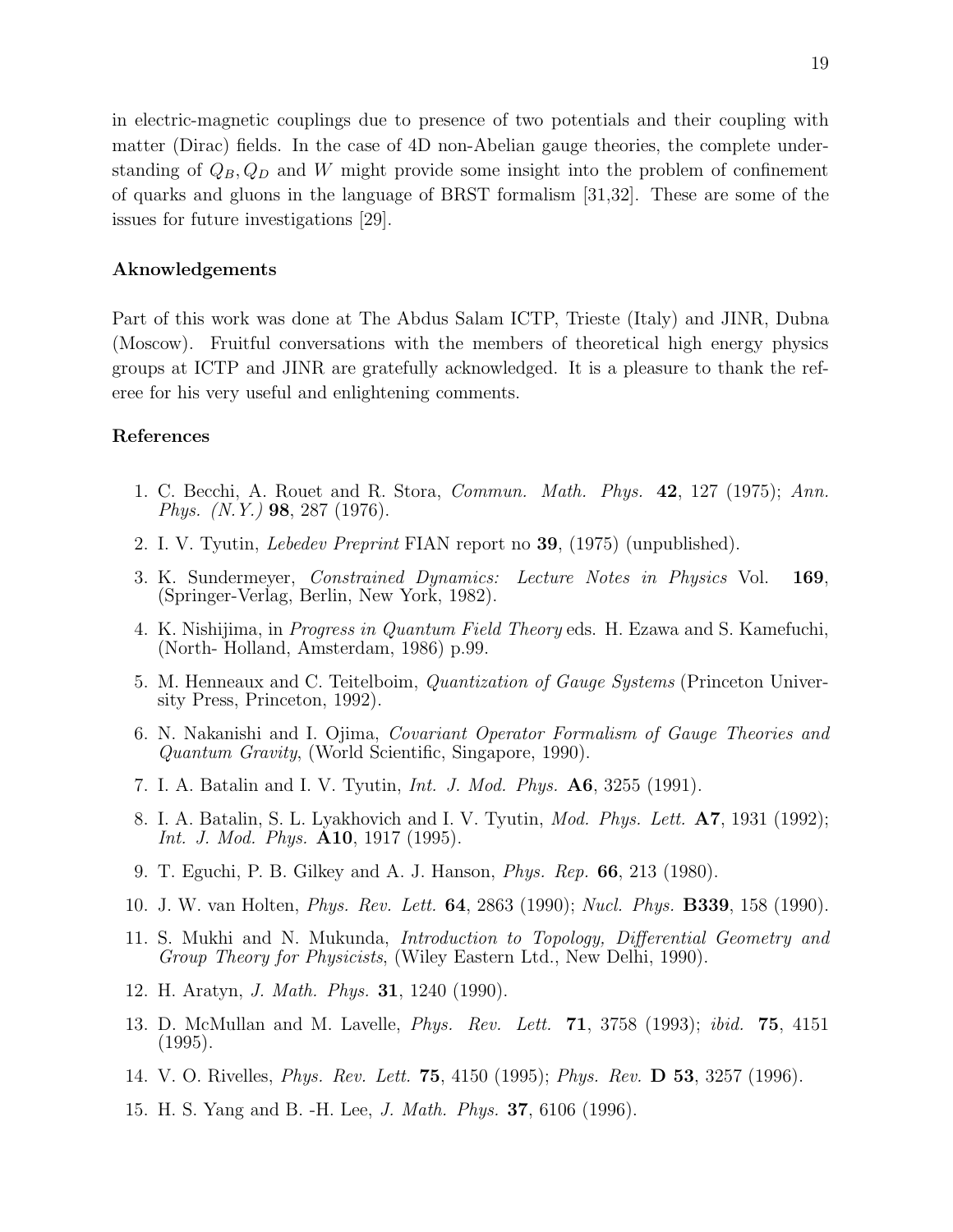in electric-magnetic couplings due to presence of two potentials and their coupling with matter (Dirac) fields. In the case of 4D non-Abelian gauge theories, the complete understanding of $Q_B, Q_D$ and $W$ might provide some insight into the problem of confinement of quarks and gluons in the language of BRST formalism [31,32]. These are some of the issues for future investigations [29].

### Aknowledgements

Part of this work was done at The Abdus Salam ICTP, Trieste (Italy) and JINR, Dubna (Moscow). Fruitful conversations with the members of theoretical high energy physics groups at ICTP and JINR are gratefully acknowledged. It is a pleasure to thank the referee for his very useful and enlightening comments.

### References

1. C. Becchi, A. Rouet and R. Stora, *Commun. Math. Phys.* **42**, 127 (1975); *Ann. Phys. (N.Y.)* **98**, 287 (1976).
2. I. V. Tyutin, *Lebedev Preprint* FIAN report no **39**, (1975) (unpublished).
3. K. Sundermeyer, *Constrained Dynamics: Lecture Notes in Physics* Vol. **169**, (Springer-Verlag, Berlin, New York, 1982).
4. K. Nishijima, in *Progress in Quantum Field Theory* eds. H. Ezawa and S. Kamefuchi, (North- Holland, Amsterdam, 1986) p.99.
5. M. Henneaux and C. Teitelboim, *Quantization of Gauge Systems* (Princeton University Press, Princeton, 1992).
6. N. Nakanishi and I. Ojima, *Covariant Operator Formalism of Gauge Theories and Quantum Gravity*, (World Scientific, Singapore, 1990).
7. I. A. Batalin and I. V. Tyutin, *Int. J. Mod. Phys.* **A6**, 3255 (1991).
8. I. A. Batalin, S. L. Lyakhovich and I. V. Tyutin, *Mod. Phys. Lett.* **A7**, 1931 (1992); *Int. J. Mod. Phys.* **A10**, 1917 (1995).
9. T. Eguchi, P. B. Gilkey and A. J. Hanson, *Phys. Rep.* **66**, 213 (1980).
10. J. W. van Holten, *Phys. Rev. Lett.* **64**, 2863 (1990); *Nucl. Phys.* **B339**, 158 (1990).
11. S. Mukhi and N. Mukunda, *Introduction to Topology, Differential Geometry and Group Theory for Physicists*, (Wiley Eastern Ltd., New Delhi, 1990).
12. H. Aratyn, *J. Math. Phys.* **31**, 1240 (1990).
13. D. McMullan and M. Lavelle, *Phys. Rev. Lett.* **71**, 3758 (1993); *ibid.* **75**, 4151 (1995).
14. V. O. Rivelles, *Phys. Rev. Lett.* **75**, 4150 (1995); *Phys. Rev.* **D 53**, 3257 (1996).
15. H. S. Yang and B. -H. Lee, *J. Math. Phys.* **37**, 6106 (1996).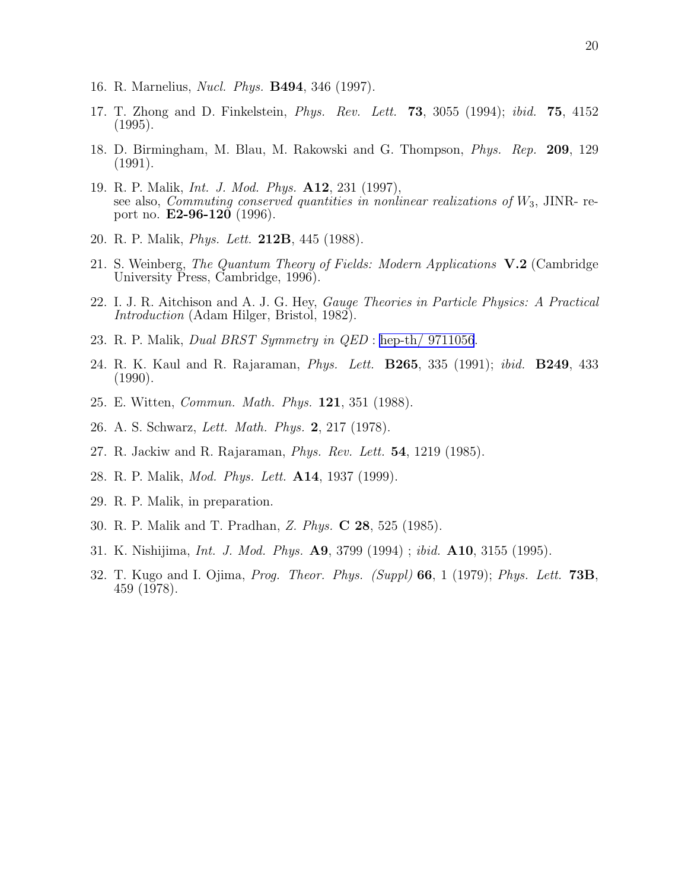16. R. Marnelius, *Nucl. Phys.* **B494**, 346 (1997).

17. T. Zhong and D. Finkelstein, *Phys. Rev. Lett.* **73**, 3055 (1994); *ibid.* **75**, 4152 (1995).

18. D. Birmingham, M. Blau, M. Rakowski and G. Thompson, *Phys. Rep.* **209**, 129 (1991).

19. R. P. Malik, *Int. J. Mod. Phys.* **A12**, 231 (1997), see also, *Commuting conserved quantities in nonlinear realizations of* $W_3$, JINR- report no. **E2-96-120** (1996).

20. R. P. Malik, *Phys. Lett.* **212B**, 445 (1988).

21. S. Weinberg, *The Quantum Theory of Fields: Modern Applications* **V.2** (Cambridge University Press, Cambridge, 1996).

22. I. J. R. Aitchison and A. J. G. Hey, *Gauge Theories in Particle Physics: A Practical Introduction* (Adam Hilger, Bristol, 1982).

23. R. P. Malik, *Dual BRST Symmetry in QED* : hep-th/ 9711056.

24. R. K. Kaul and R. Rajaraman, *Phys. Lett.* **B265**, 335 (1991); *ibid.* **B249**, 433 (1990).

25. E. Witten, *Commun. Math. Phys.* **121**, 351 (1988).

26. A. S. Schwarz, *Lett. Math. Phys.* **2**, 217 (1978).

27. R. Jackiw and R. Rajaraman, *Phys. Rev. Lett.* **54**, 1219 (1985).

28. R. P. Malik, *Mod. Phys. Lett.* **A14**, 1937 (1999).

29. R. P. Malik, in preparation.

30. R. P. Malik and T. Pradhan, *Z. Phys.* **C 28**, 525 (1985).

31. K. Nishijima, *Int. J. Mod. Phys.* **A9**, 3799 (1994) ; *ibid.* **A10**, 3155 (1995).

32. T. Kugo and I. Ojima, *Prog. Theor. Phys. (Suppl)* **66**, 1 (1979); *Phys. Lett.* **73B**, 459 (1978).